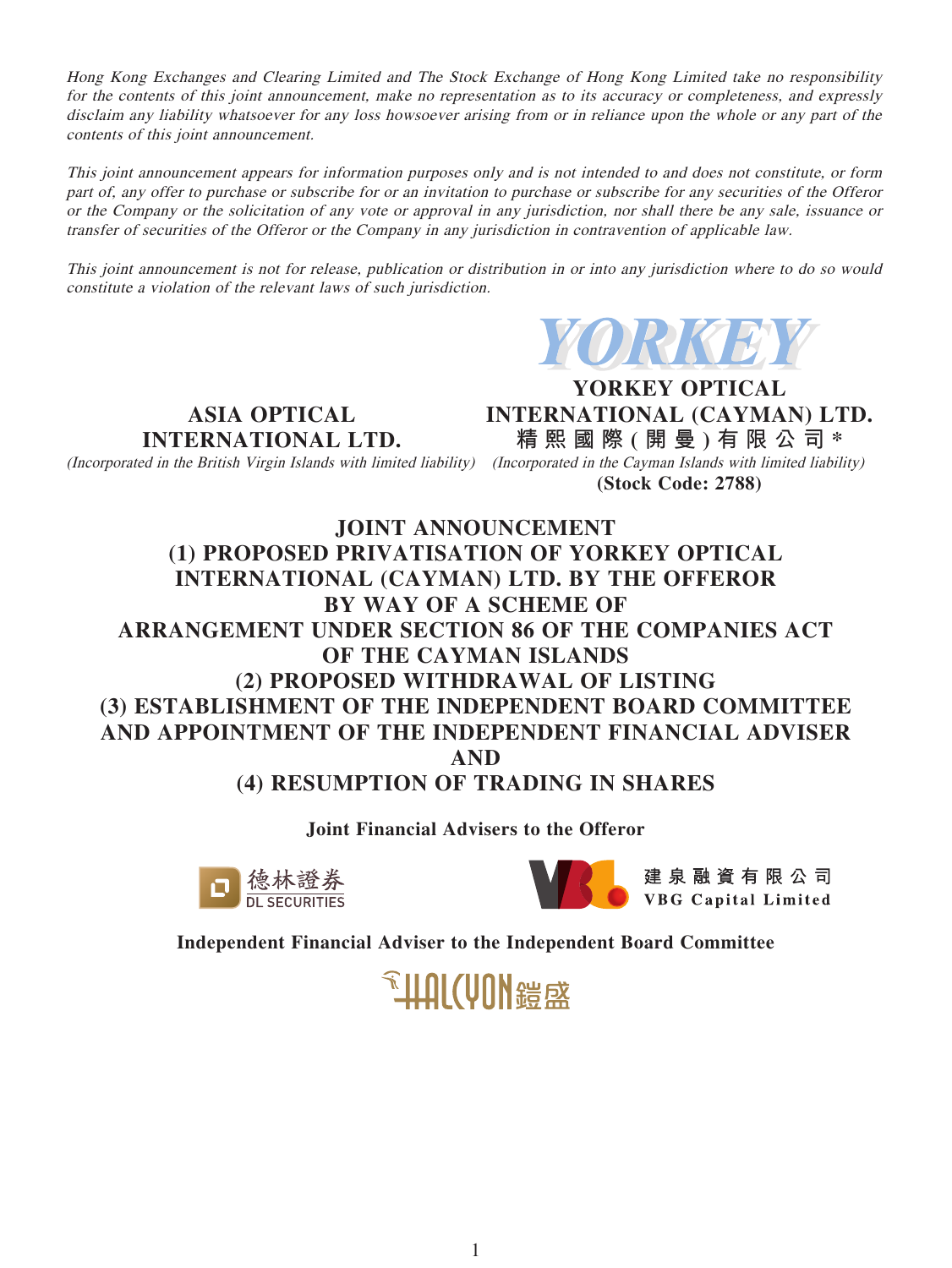*Hong Kong Exchanges and Clearing Limited and The Stock Exchange of Hong Kong Limited take no responsibility for the contents of this joint announcement, make no representation as to its accuracy or completeness, and expressly disclaim any liability whatsoever for any loss howsoever arising from or in reliance upon the whole or any part of the contents of this joint announcement.*

*This joint announcement appears for information purposes only and is not intended to and does not constitute, or form part of, any offer to purchase or subscribe for or an invitation to purchase or subscribe for any securities of the Offeror or the Company or the solicitation of any vote or approval in any jurisdiction, nor shall there be any sale, issuance or transfer of securities of the Offeror or the Company in any jurisdiction in contravention of applicable law.*

*This joint announcement is not for release, publication or distribution in or into any jurisdiction where to do so would constitute a violation of the relevant laws of such jurisdiction.*

YORKEY

**ASIA OPTICAL INTERNATIONAL LTD.**

*(Incorporated in the British Virgin Islands with limited liability)*

**YORKEY OPTICAL INTERNATIONAL (CAYMAN) LTD.**

**精熙國際(開曼)有限公司\***

*(Incorporated in the Cayman Islands with limited liability)*

**(Stock Code: 2788)**

# JOINT ANNOUNCEMENT
# (1) PROPOSED PRIVATISATION OF YORKEY OPTICAL INTERNATIONAL (CAYMAN) LTD. BY THE OFFEROR BY WAY OF A SCHEME OF ARRANGEMENT UNDER SECTION 86 OF THE COMPANIES ACT OF THE CAYMAN ISLANDS
# (2) PROPOSED WITHDRAWAL OF LISTING
# (3) ESTABLISHMENT OF THE INDEPENDENT BOARD COMMITTEE AND APPOINTMENT OF THE INDEPENDENT FINANCIAL ADVISER AND
# (4) RESUMPTION OF TRADING IN SHARES

**Joint Financial Advisers to the Offeror**

德林證券 DL SECURITIES

建泉融資有限公司 VBG Capital Limited

**Independent Financial Adviser to the Independent Board Committee**

HALCYON 鎧盛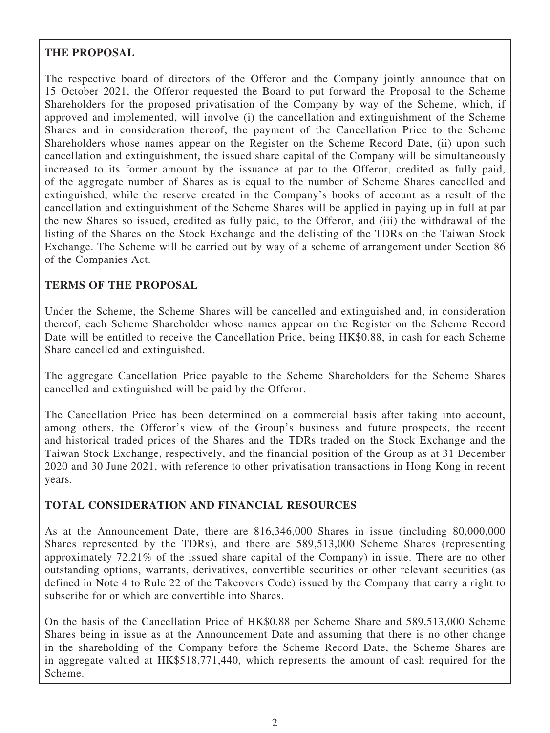## THE PROPOSAL

The respective board of directors of the Offeror and the Company jointly announce that on 15 October 2021, the Offeror requested the Board to put forward the Proposal to the Scheme Shareholders for the proposed privatisation of the Company by way of the Scheme, which, if approved and implemented, will involve (i) the cancellation and extinguishment of the Scheme Shares and in consideration thereof, the payment of the Cancellation Price to the Scheme Shareholders whose names appear on the Register on the Scheme Record Date, (ii) upon such cancellation and extinguishment, the issued share capital of the Company will be simultaneously increased to its former amount by the issuance at par to the Offeror, credited as fully paid, of the aggregate number of Shares as is equal to the number of Scheme Shares cancelled and extinguished, while the reserve created in the Company's books of account as a result of the cancellation and extinguishment of the Scheme Shares will be applied in paying up in full at par the new Shares so issued, credited as fully paid, to the Offeror, and (iii) the withdrawal of the listing of the Shares on the Stock Exchange and the delisting of the TDRs on the Taiwan Stock Exchange. The Scheme will be carried out by way of a scheme of arrangement under Section 86 of the Companies Act.

## TERMS OF THE PROPOSAL

Under the Scheme, the Scheme Shares will be cancelled and extinguished and, in consideration thereof, each Scheme Shareholder whose names appear on the Register on the Scheme Record Date will be entitled to receive the Cancellation Price, being HK$0.88, in cash for each Scheme Share cancelled and extinguished.

The aggregate Cancellation Price payable to the Scheme Shareholders for the Scheme Shares cancelled and extinguished will be paid by the Offeror.

The Cancellation Price has been determined on a commercial basis after taking into account, among others, the Offeror's view of the Group's business and future prospects, the recent and historical traded prices of the Shares and the TDRs traded on the Stock Exchange and the Taiwan Stock Exchange, respectively, and the financial position of the Group as at 31 December 2020 and 30 June 2021, with reference to other privatisation transactions in Hong Kong in recent years.

## TOTAL CONSIDERATION AND FINANCIAL RESOURCES

As at the Announcement Date, there are 816,346,000 Shares in issue (including 80,000,000 Shares represented by the TDRs), and there are 589,513,000 Scheme Shares (representing approximately 72.21% of the issued share capital of the Company) in issue. There are no other outstanding options, warrants, derivatives, convertible securities or other relevant securities (as defined in Note 4 to Rule 22 of the Takeovers Code) issued by the Company that carry a right to subscribe for or which are convertible into Shares.

On the basis of the Cancellation Price of HK$0.88 per Scheme Share and 589,513,000 Scheme Shares being in issue as at the Announcement Date and assuming that there is no other change in the shareholding of the Company before the Scheme Record Date, the Scheme Shares are in aggregate valued at HK$518,771,440, which represents the amount of cash required for the Scheme.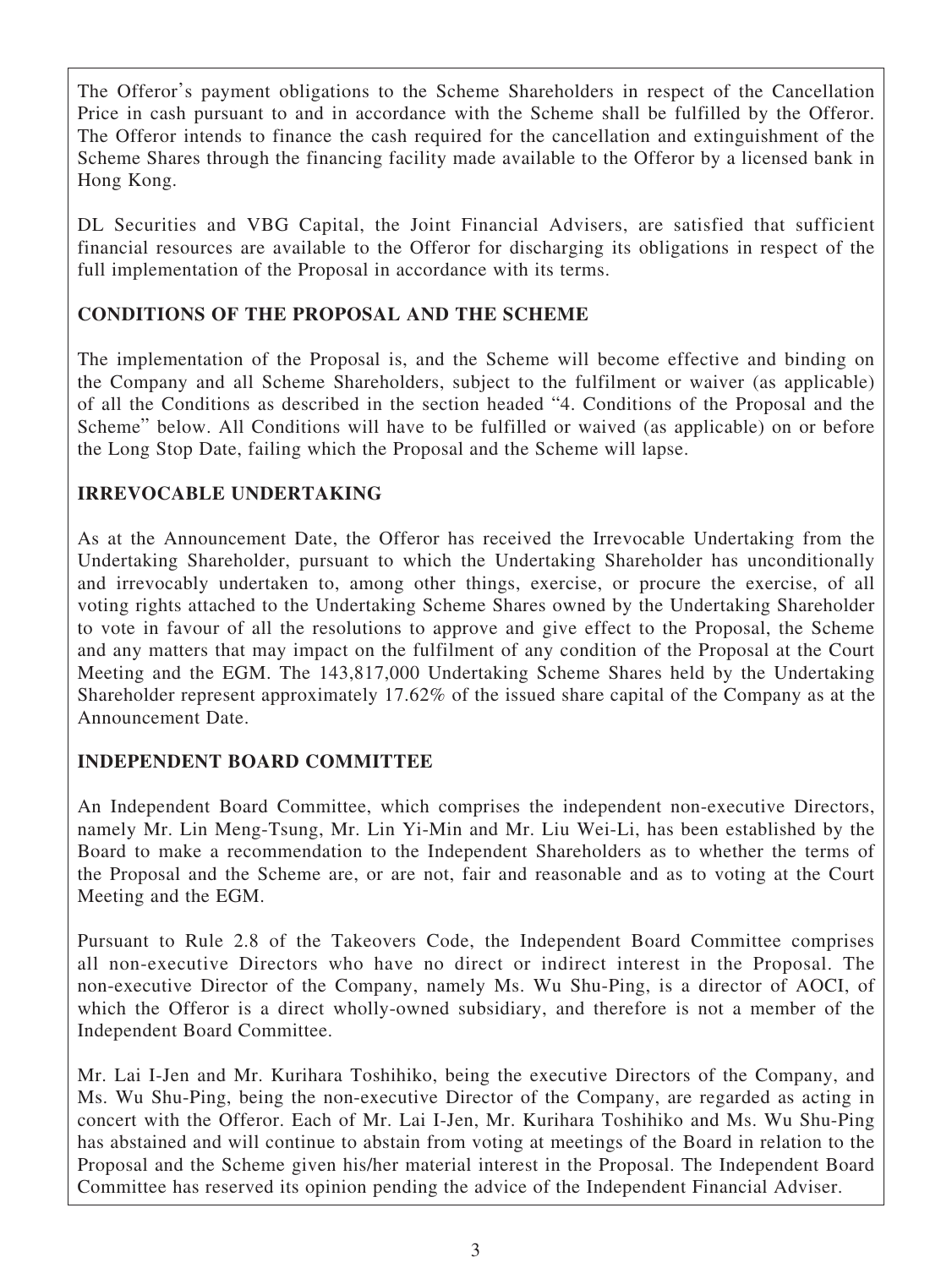The Offeror's payment obligations to the Scheme Shareholders in respect of the Cancellation Price in cash pursuant to and in accordance with the Scheme shall be fulfilled by the Offeror. The Offeror intends to finance the cash required for the cancellation and extinguishment of the Scheme Shares through the financing facility made available to the Offeror by a licensed bank in Hong Kong.

DL Securities and VBG Capital, the Joint Financial Advisers, are satisfied that sufficient financial resources are available to the Offeror for discharging its obligations in respect of the full implementation of the Proposal in accordance with its terms.

## CONDITIONS OF THE PROPOSAL AND THE SCHEME

The implementation of the Proposal is, and the Scheme will become effective and binding on the Company and all Scheme Shareholders, subject to the fulfilment or waiver (as applicable) of all the Conditions as described in the section headed "4. Conditions of the Proposal and the Scheme" below. All Conditions will have to be fulfilled or waived (as applicable) on or before the Long Stop Date, failing which the Proposal and the Scheme will lapse.

## IRREVOCABLE UNDERTAKING

As at the Announcement Date, the Offeror has received the Irrevocable Undertaking from the Undertaking Shareholder, pursuant to which the Undertaking Shareholder has unconditionally and irrevocably undertaken to, among other things, exercise, or procure the exercise, of all voting rights attached to the Undertaking Scheme Shares owned by the Undertaking Shareholder to vote in favour of all the resolutions to approve and give effect to the Proposal, the Scheme and any matters that may impact on the fulfilment of any condition of the Proposal at the Court Meeting and the EGM. The 143,817,000 Undertaking Scheme Shares held by the Undertaking Shareholder represent approximately 17.62% of the issued share capital of the Company as at the Announcement Date.

## INDEPENDENT BOARD COMMITTEE

An Independent Board Committee, which comprises the independent non-executive Directors, namely Mr. Lin Meng-Tsung, Mr. Lin Yi-Min and Mr. Liu Wei-Li, has been established by the Board to make a recommendation to the Independent Shareholders as to whether the terms of the Proposal and the Scheme are, or are not, fair and reasonable and as to voting at the Court Meeting and the EGM.

Pursuant to Rule 2.8 of the Takeovers Code, the Independent Board Committee comprises all non-executive Directors who have no direct or indirect interest in the Proposal. The non-executive Director of the Company, namely Ms. Wu Shu-Ping, is a director of AOCI, of which the Offeror is a direct wholly-owned subsidiary, and therefore is not a member of the Independent Board Committee.

Mr. Lai I-Jen and Mr. Kurihara Toshihiko, being the executive Directors of the Company, and Ms. Wu Shu-Ping, being the non-executive Director of the Company, are regarded as acting in concert with the Offeror. Each of Mr. Lai I-Jen, Mr. Kurihara Toshihiko and Ms. Wu Shu-Ping has abstained and will continue to abstain from voting at meetings of the Board in relation to the Proposal and the Scheme given his/her material interest in the Proposal. The Independent Board Committee has reserved its opinion pending the advice of the Independent Financial Adviser.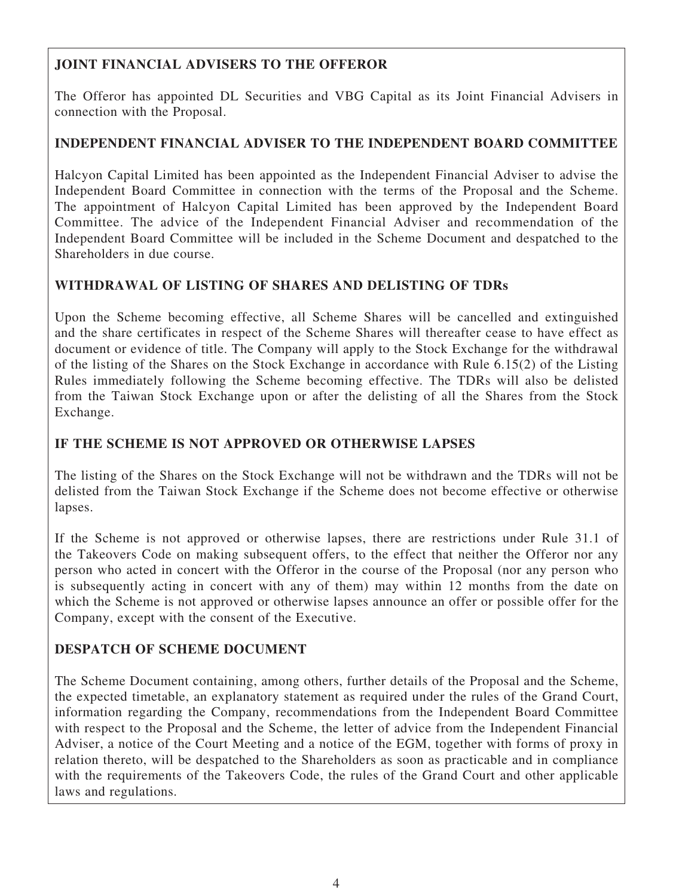## JOINT FINANCIAL ADVISERS TO THE OFFEROR

The Offeror has appointed DL Securities and VBG Capital as its Joint Financial Advisers in connection with the Proposal.

## INDEPENDENT FINANCIAL ADVISER TO THE INDEPENDENT BOARD COMMITTEE

Halcyon Capital Limited has been appointed as the Independent Financial Adviser to advise the Independent Board Committee in connection with the terms of the Proposal and the Scheme. The appointment of Halcyon Capital Limited has been approved by the Independent Board Committee. The advice of the Independent Financial Adviser and recommendation of the Independent Board Committee will be included in the Scheme Document and despatched to the Shareholders in due course.

## WITHDRAWAL OF LISTING OF SHARES AND DELISTING OF TDRs

Upon the Scheme becoming effective, all Scheme Shares will be cancelled and extinguished and the share certificates in respect of the Scheme Shares will thereafter cease to have effect as document or evidence of title. The Company will apply to the Stock Exchange for the withdrawal of the listing of the Shares on the Stock Exchange in accordance with Rule 6.15(2) of the Listing Rules immediately following the Scheme becoming effective. The TDRs will also be delisted from the Taiwan Stock Exchange upon or after the delisting of all the Shares from the Stock Exchange.

## IF THE SCHEME IS NOT APPROVED OR OTHERWISE LAPSES

The listing of the Shares on the Stock Exchange will not be withdrawn and the TDRs will not be delisted from the Taiwan Stock Exchange if the Scheme does not become effective or otherwise lapses.

If the Scheme is not approved or otherwise lapses, there are restrictions under Rule 31.1 of the Takeovers Code on making subsequent offers, to the effect that neither the Offeror nor any person who acted in concert with the Offeror in the course of the Proposal (nor any person who is subsequently acting in concert with any of them) may within 12 months from the date on which the Scheme is not approved or otherwise lapses announce an offer or possible offer for the Company, except with the consent of the Executive.

## DESPATCH OF SCHEME DOCUMENT

The Scheme Document containing, among others, further details of the Proposal and the Scheme, the expected timetable, an explanatory statement as required under the rules of the Grand Court, information regarding the Company, recommendations from the Independent Board Committee with respect to the Proposal and the Scheme, the letter of advice from the Independent Financial Adviser, a notice of the Court Meeting and a notice of the EGM, together with forms of proxy in relation thereto, will be despatched to the Shareholders as soon as practicable and in compliance with the requirements of the Takeovers Code, the rules of the Grand Court and other applicable laws and regulations.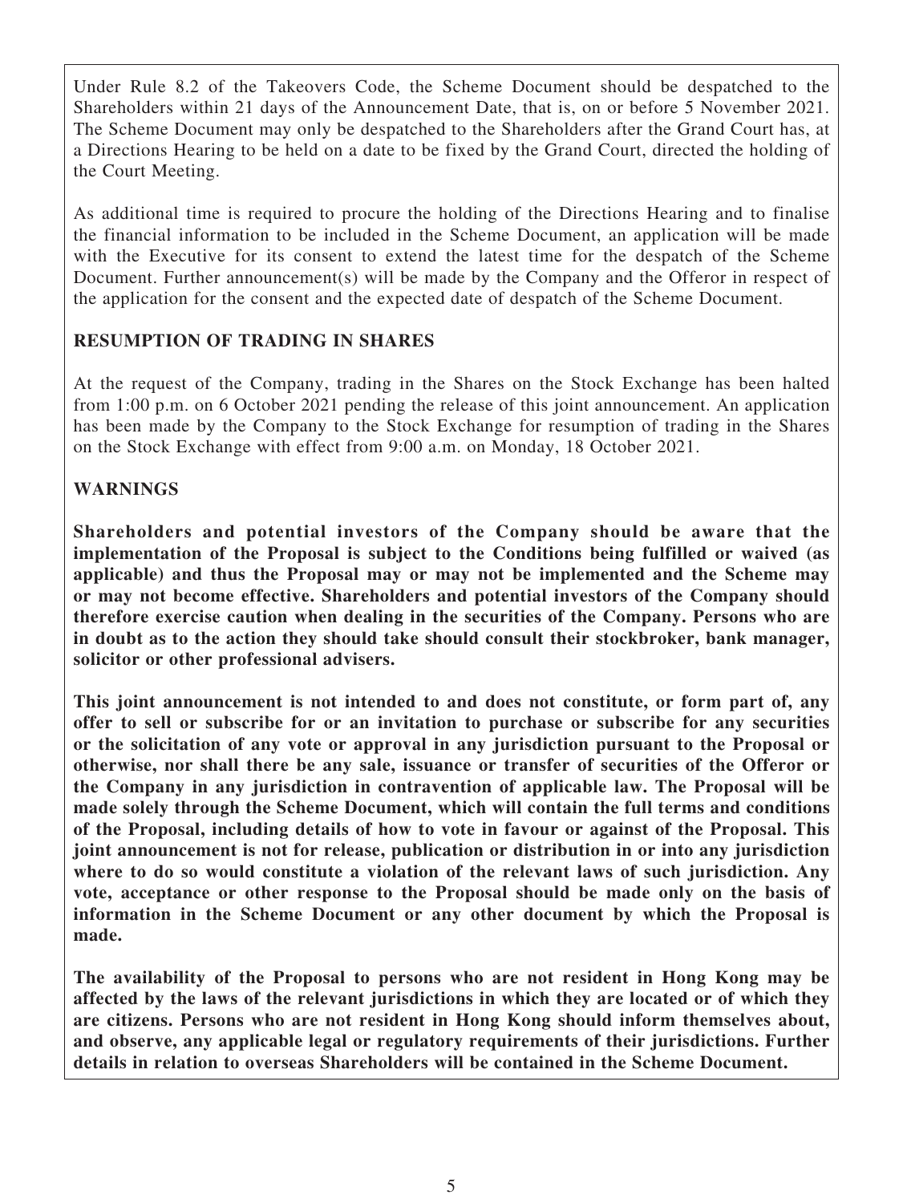Under Rule 8.2 of the Takeovers Code, the Scheme Document should be despatched to the Shareholders within 21 days of the Announcement Date, that is, on or before 5 November 2021. The Scheme Document may only be despatched to the Shareholders after the Grand Court has, at a Directions Hearing to be held on a date to be fixed by the Grand Court, directed the holding of the Court Meeting.

As additional time is required to procure the holding of the Directions Hearing and to finalise the financial information to be included in the Scheme Document, an application will be made with the Executive for its consent to extend the latest time for the despatch of the Scheme Document. Further announcement(s) will be made by the Company and the Offeror in respect of the application for the consent and the expected date of despatch of the Scheme Document.

## RESUMPTION OF TRADING IN SHARES

At the request of the Company, trading in the Shares on the Stock Exchange has been halted from 1:00 p.m. on 6 October 2021 pending the release of this joint announcement. An application has been made by the Company to the Stock Exchange for resumption of trading in the Shares on the Stock Exchange with effect from 9:00 a.m. on Monday, 18 October 2021.

## WARNINGS

**Shareholders and potential investors of the Company should be aware that the implementation of the Proposal is subject to the Conditions being fulfilled or waived (as applicable) and thus the Proposal may or may not be implemented and the Scheme may or may not become effective. Shareholders and potential investors of the Company should therefore exercise caution when dealing in the securities of the Company. Persons who are in doubt as to the action they should take should consult their stockbroker, bank manager, solicitor or other professional advisers.**

**This joint announcement is not intended to and does not constitute, or form part of, any offer to sell or subscribe for or an invitation to purchase or subscribe for any securities or the solicitation of any vote or approval in any jurisdiction pursuant to the Proposal or otherwise, nor shall there be any sale, issuance or transfer of securities of the Offeror or the Company in any jurisdiction in contravention of applicable law. The Proposal will be made solely through the Scheme Document, which will contain the full terms and conditions of the Proposal, including details of how to vote in favour or against of the Proposal. This joint announcement is not for release, publication or distribution in or into any jurisdiction where to do so would constitute a violation of the relevant laws of such jurisdiction. Any vote, acceptance or other response to the Proposal should be made only on the basis of information in the Scheme Document or any other document by which the Proposal is made.**

**The availability of the Proposal to persons who are not resident in Hong Kong may be affected by the laws of the relevant jurisdictions in which they are located or of which they are citizens. Persons who are not resident in Hong Kong should inform themselves about, and observe, any applicable legal or regulatory requirements of their jurisdictions. Further details in relation to overseas Shareholders will be contained in the Scheme Document.**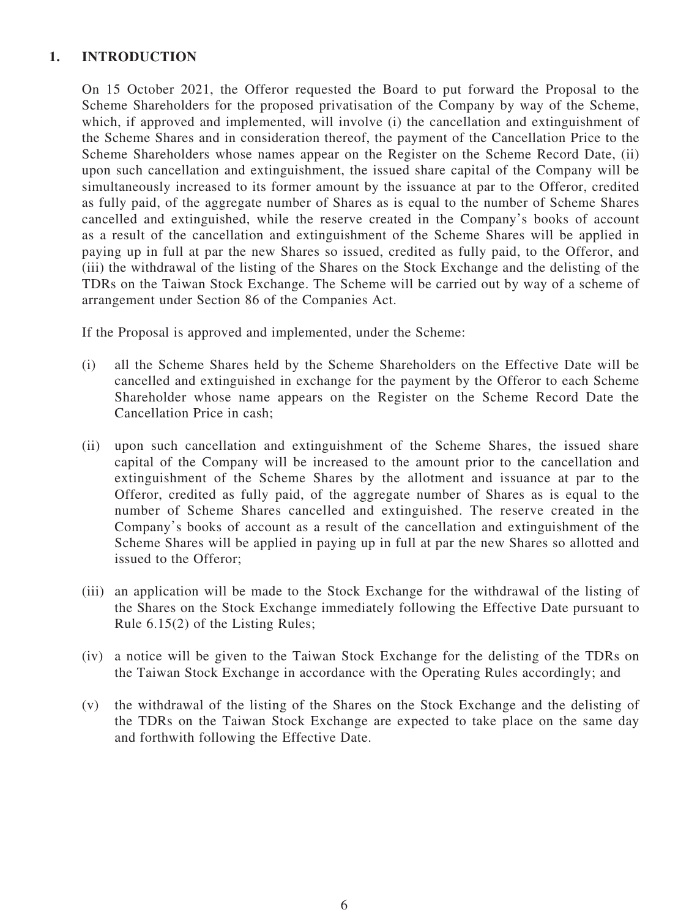## 1. INTRODUCTION

On 15 October 2021, the Offeror requested the Board to put forward the Proposal to the Scheme Shareholders for the proposed privatisation of the Company by way of the Scheme, which, if approved and implemented, will involve (i) the cancellation and extinguishment of the Scheme Shares and in consideration thereof, the payment of the Cancellation Price to the Scheme Shareholders whose names appear on the Register on the Scheme Record Date, (ii) upon such cancellation and extinguishment, the issued share capital of the Company will be simultaneously increased to its former amount by the issuance at par to the Offeror, credited as fully paid, of the aggregate number of Shares as is equal to the number of Scheme Shares cancelled and extinguished, while the reserve created in the Company's books of account as a result of the cancellation and extinguishment of the Scheme Shares will be applied in paying up in full at par the new Shares so issued, credited as fully paid, to the Offeror, and (iii) the withdrawal of the listing of the Shares on the Stock Exchange and the delisting of the TDRs on the Taiwan Stock Exchange. The Scheme will be carried out by way of a scheme of arrangement under Section 86 of the Companies Act.

If the Proposal is approved and implemented, under the Scheme:

(i) all the Scheme Shares held by the Scheme Shareholders on the Effective Date will be cancelled and extinguished in exchange for the payment by the Offeror to each Scheme Shareholder whose name appears on the Register on the Scheme Record Date the Cancellation Price in cash;

(ii) upon such cancellation and extinguishment of the Scheme Shares, the issued share capital of the Company will be increased to the amount prior to the cancellation and extinguishment of the Scheme Shares by the allotment and issuance at par to the Offeror, credited as fully paid, of the aggregate number of Shares as is equal to the number of Scheme Shares cancelled and extinguished. The reserve created in the Company's books of account as a result of the cancellation and extinguishment of the Scheme Shares will be applied in paying up in full at par the new Shares so allotted and issued to the Offeror;

(iii) an application will be made to the Stock Exchange for the withdrawal of the listing of the Shares on the Stock Exchange immediately following the Effective Date pursuant to Rule 6.15(2) of the Listing Rules;

(iv) a notice will be given to the Taiwan Stock Exchange for the delisting of the TDRs on the Taiwan Stock Exchange in accordance with the Operating Rules accordingly; and

(v) the withdrawal of the listing of the Shares on the Stock Exchange and the delisting of the TDRs on the Taiwan Stock Exchange are expected to take place on the same day and forthwith following the Effective Date.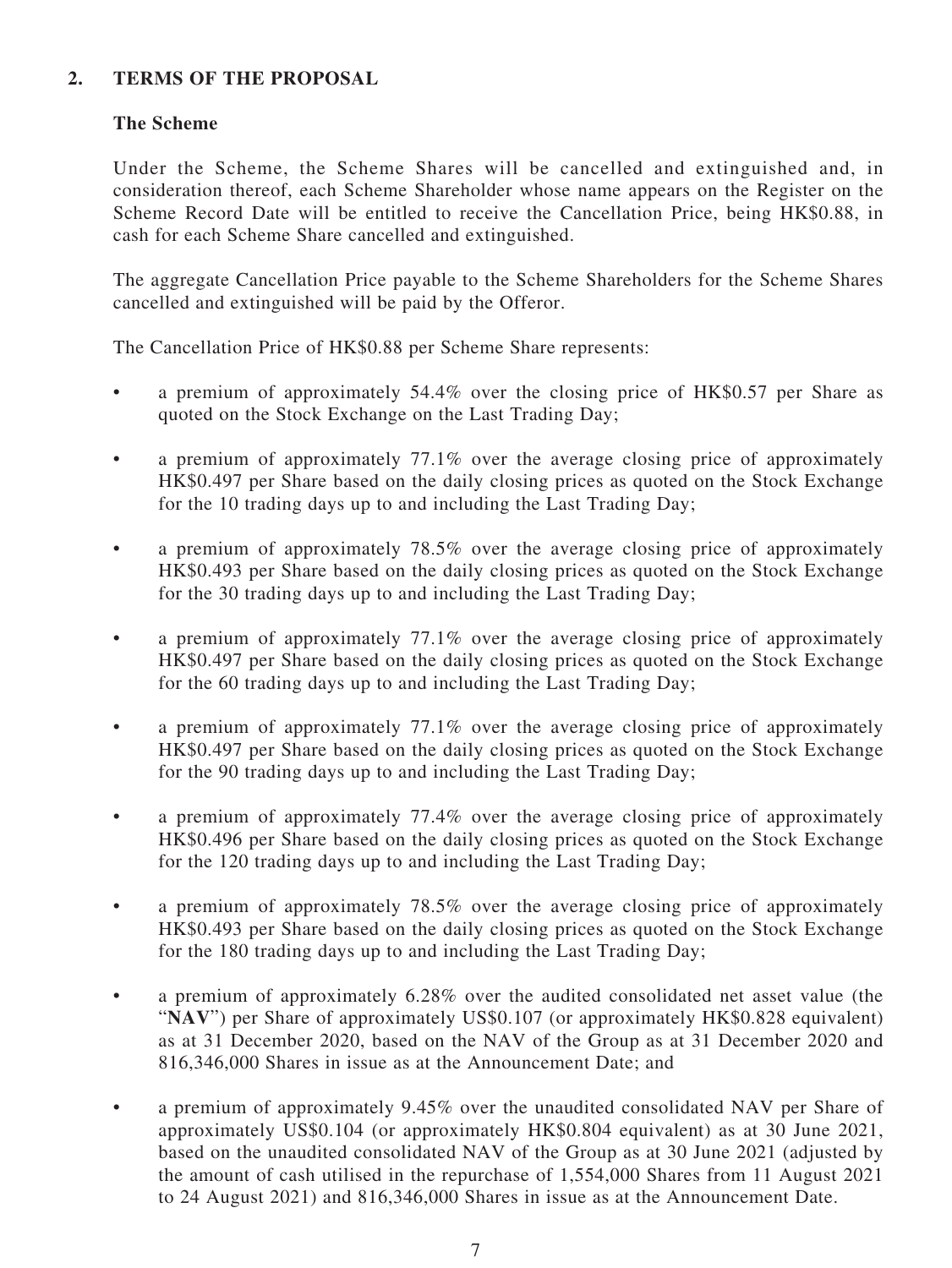## 2. TERMS OF THE PROPOSAL

### The Scheme

Under the Scheme, the Scheme Shares will be cancelled and extinguished and, in consideration thereof, each Scheme Shareholder whose name appears on the Register on the Scheme Record Date will be entitled to receive the Cancellation Price, being HK$0.88, in cash for each Scheme Share cancelled and extinguished.

The aggregate Cancellation Price payable to the Scheme Shareholders for the Scheme Shares cancelled and extinguished will be paid by the Offeror.

The Cancellation Price of HK$0.88 per Scheme Share represents:

- a premium of approximately 54.4% over the closing price of HK$0.57 per Share as quoted on the Stock Exchange on the Last Trading Day;
- a premium of approximately 77.1% over the average closing price of approximately HK$0.497 per Share based on the daily closing prices as quoted on the Stock Exchange for the 10 trading days up to and including the Last Trading Day;
- a premium of approximately 78.5% over the average closing price of approximately HK$0.493 per Share based on the daily closing prices as quoted on the Stock Exchange for the 30 trading days up to and including the Last Trading Day;
- a premium of approximately 77.1% over the average closing price of approximately HK$0.497 per Share based on the daily closing prices as quoted on the Stock Exchange for the 60 trading days up to and including the Last Trading Day;
- a premium of approximately 77.1% over the average closing price of approximately HK$0.497 per Share based on the daily closing prices as quoted on the Stock Exchange for the 90 trading days up to and including the Last Trading Day;
- a premium of approximately 77.4% over the average closing price of approximately HK$0.496 per Share based on the daily closing prices as quoted on the Stock Exchange for the 120 trading days up to and including the Last Trading Day;
- a premium of approximately 78.5% over the average closing price of approximately HK$0.493 per Share based on the daily closing prices as quoted on the Stock Exchange for the 180 trading days up to and including the Last Trading Day;
- a premium of approximately 6.28% over the audited consolidated net asset value (the "**NAV**") per Share of approximately US$0.107 (or approximately HK$0.828 equivalent) as at 31 December 2020, based on the NAV of the Group as at 31 December 2020 and 816,346,000 Shares in issue as at the Announcement Date; and
- a premium of approximately 9.45% over the unaudited consolidated NAV per Share of approximately US$0.104 (or approximately HK$0.804 equivalent) as at 30 June 2021, based on the unaudited consolidated NAV of the Group as at 30 June 2021 (adjusted by the amount of cash utilised in the repurchase of 1,554,000 Shares from 11 August 2021 to 24 August 2021) and 816,346,000 Shares in issue as at the Announcement Date.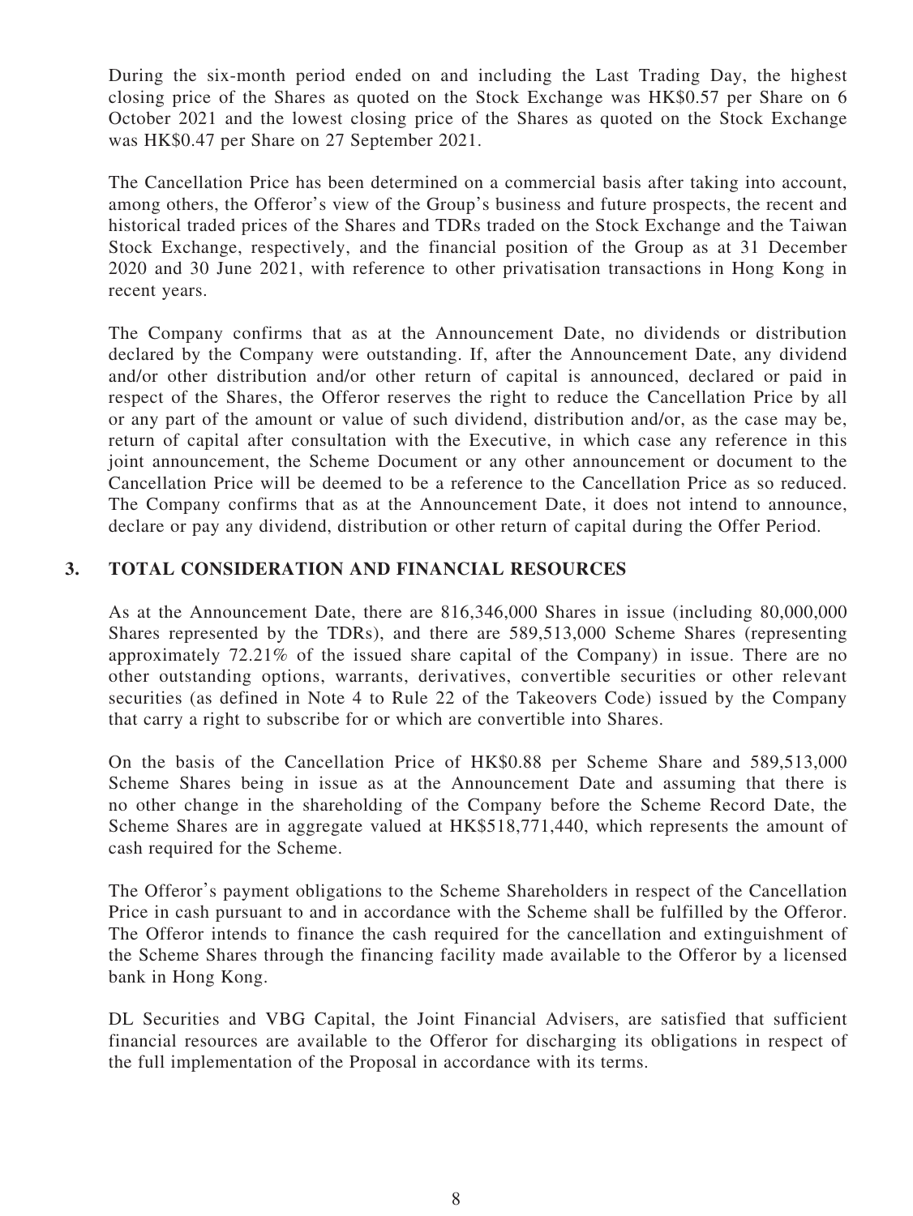During the six-month period ended on and including the Last Trading Day, the highest closing price of the Shares as quoted on the Stock Exchange was HK$0.57 per Share on 6 October 2021 and the lowest closing price of the Shares as quoted on the Stock Exchange was HK$0.47 per Share on 27 September 2021.

The Cancellation Price has been determined on a commercial basis after taking into account, among others, the Offeror's view of the Group's business and future prospects, the recent and historical traded prices of the Shares and TDRs traded on the Stock Exchange and the Taiwan Stock Exchange, respectively, and the financial position of the Group as at 31 December 2020 and 30 June 2021, with reference to other privatisation transactions in Hong Kong in recent years.

The Company confirms that as at the Announcement Date, no dividends or distribution declared by the Company were outstanding. If, after the Announcement Date, any dividend and/or other distribution and/or other return of capital is announced, declared or paid in respect of the Shares, the Offeror reserves the right to reduce the Cancellation Price by all or any part of the amount or value of such dividend, distribution and/or, as the case may be, return of capital after consultation with the Executive, in which case any reference in this joint announcement, the Scheme Document or any other announcement or document to the Cancellation Price will be deemed to be a reference to the Cancellation Price as so reduced. The Company confirms that as at the Announcement Date, it does not intend to announce, declare or pay any dividend, distribution or other return of capital during the Offer Period.

## 3. TOTAL CONSIDERATION AND FINANCIAL RESOURCES

As at the Announcement Date, there are 816,346,000 Shares in issue (including 80,000,000 Shares represented by the TDRs), and there are 589,513,000 Scheme Shares (representing approximately 72.21% of the issued share capital of the Company) in issue. There are no other outstanding options, warrants, derivatives, convertible securities or other relevant securities (as defined in Note 4 to Rule 22 of the Takeovers Code) issued by the Company that carry a right to subscribe for or which are convertible into Shares.

On the basis of the Cancellation Price of HK$0.88 per Scheme Share and 589,513,000 Scheme Shares being in issue as at the Announcement Date and assuming that there is no other change in the shareholding of the Company before the Scheme Record Date, the Scheme Shares are in aggregate valued at HK$518,771,440, which represents the amount of cash required for the Scheme.

The Offeror's payment obligations to the Scheme Shareholders in respect of the Cancellation Price in cash pursuant to and in accordance with the Scheme shall be fulfilled by the Offeror. The Offeror intends to finance the cash required for the cancellation and extinguishment of the Scheme Shares through the financing facility made available to the Offeror by a licensed bank in Hong Kong.

DL Securities and VBG Capital, the Joint Financial Advisers, are satisfied that sufficient financial resources are available to the Offeror for discharging its obligations in respect of the full implementation of the Proposal in accordance with its terms.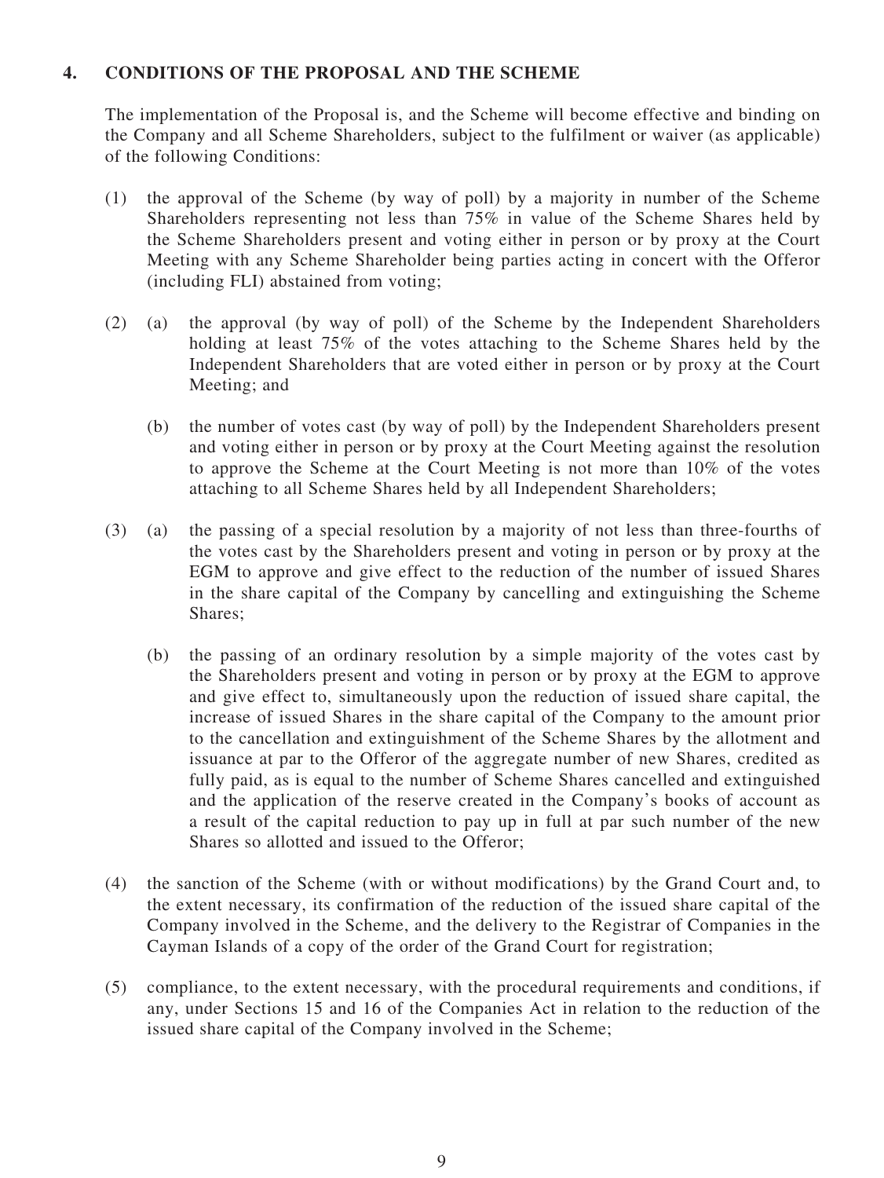## 4. CONDITIONS OF THE PROPOSAL AND THE SCHEME

The implementation of the Proposal is, and the Scheme will become effective and binding on the Company and all Scheme Shareholders, subject to the fulfilment or waiver (as applicable) of the following Conditions:

(1) the approval of the Scheme (by way of poll) by a majority in number of the Scheme Shareholders representing not less than 75% in value of the Scheme Shares held by the Scheme Shareholders present and voting either in person or by proxy at the Court Meeting with any Scheme Shareholder being parties acting in concert with the Offeror (including FLI) abstained from voting;

(2) (a) the approval (by way of poll) of the Scheme by the Independent Shareholders holding at least 75% of the votes attaching to the Scheme Shares held by the Independent Shareholders that are voted either in person or by proxy at the Court Meeting; and

(b) the number of votes cast (by way of poll) by the Independent Shareholders present and voting either in person or by proxy at the Court Meeting against the resolution to approve the Scheme at the Court Meeting is not more than 10% of the votes attaching to all Scheme Shares held by all Independent Shareholders;

(3) (a) the passing of a special resolution by a majority of not less than three-fourths of the votes cast by the Shareholders present and voting in person or by proxy at the EGM to approve and give effect to the reduction of the number of issued Shares in the share capital of the Company by cancelling and extinguishing the Scheme Shares;

(b) the passing of an ordinary resolution by a simple majority of the votes cast by the Shareholders present and voting in person or by proxy at the EGM to approve and give effect to, simultaneously upon the reduction of issued share capital, the increase of issued Shares in the share capital of the Company to the amount prior to the cancellation and extinguishment of the Scheme Shares by the allotment and issuance at par to the Offeror of the aggregate number of new Shares, credited as fully paid, as is equal to the number of Scheme Shares cancelled and extinguished and the application of the reserve created in the Company's books of account as a result of the capital reduction to pay up in full at par such number of the new Shares so allotted and issued to the Offeror;

(4) the sanction of the Scheme (with or without modifications) by the Grand Court and, to the extent necessary, its confirmation of the reduction of the issued share capital of the Company involved in the Scheme, and the delivery to the Registrar of Companies in the Cayman Islands of a copy of the order of the Grand Court for registration;

(5) compliance, to the extent necessary, with the procedural requirements and conditions, if any, under Sections 15 and 16 of the Companies Act in relation to the reduction of the issued share capital of the Company involved in the Scheme;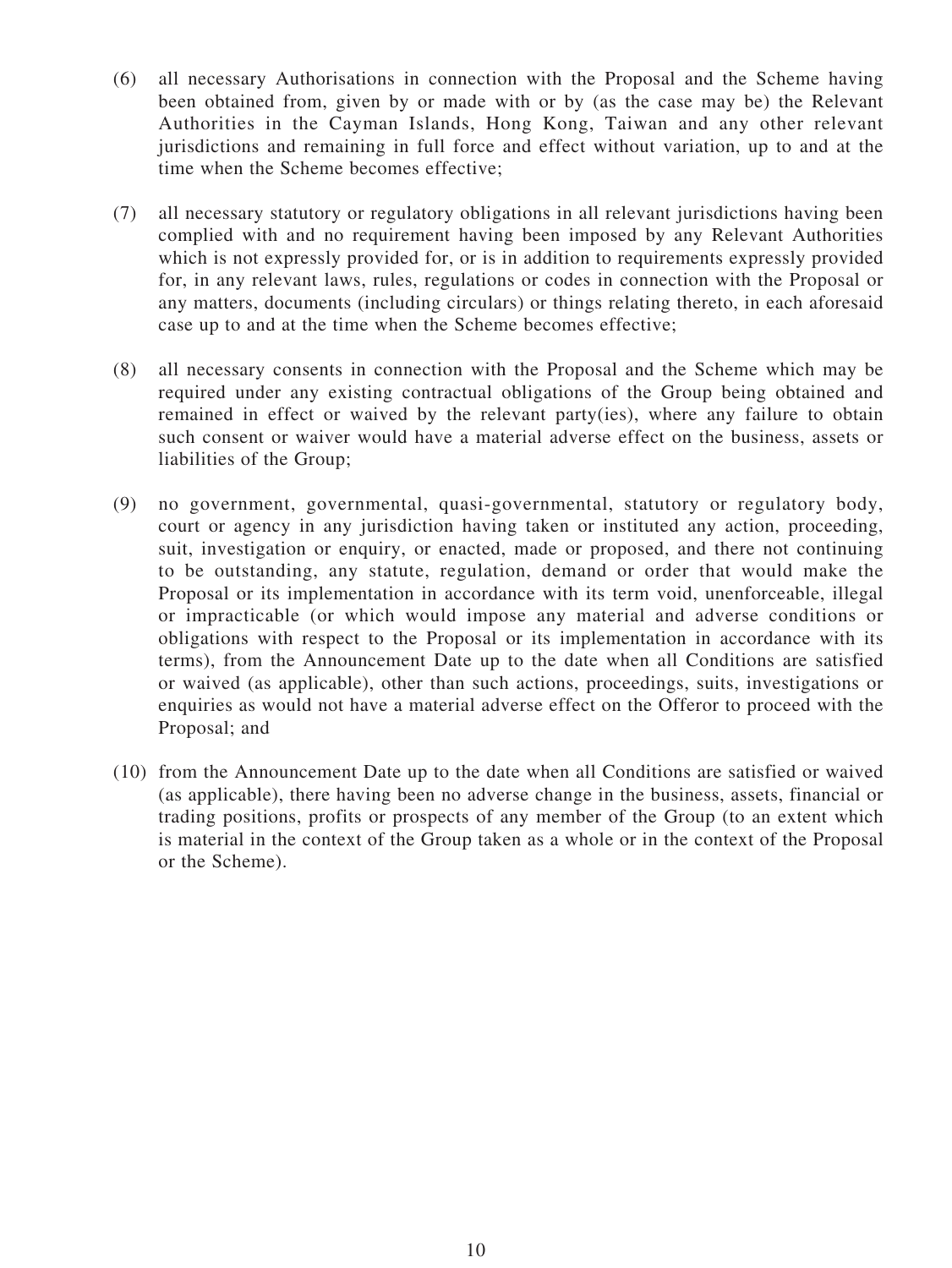(6) all necessary Authorisations in connection with the Proposal and the Scheme having been obtained from, given by or made with or by (as the case may be) the Relevant Authorities in the Cayman Islands, Hong Kong, Taiwan and any other relevant jurisdictions and remaining in full force and effect without variation, up to and at the time when the Scheme becomes effective;

(7) all necessary statutory or regulatory obligations in all relevant jurisdictions having been complied with and no requirement having been imposed by any Relevant Authorities which is not expressly provided for, or is in addition to requirements expressly provided for, in any relevant laws, rules, regulations or codes in connection with the Proposal or any matters, documents (including circulars) or things relating thereto, in each aforesaid case up to and at the time when the Scheme becomes effective;

(8) all necessary consents in connection with the Proposal and the Scheme which may be required under any existing contractual obligations of the Group being obtained and remained in effect or waived by the relevant party(ies), where any failure to obtain such consent or waiver would have a material adverse effect on the business, assets or liabilities of the Group;

(9) no government, governmental, quasi-governmental, statutory or regulatory body, court or agency in any jurisdiction having taken or instituted any action, proceeding, suit, investigation or enquiry, or enacted, made or proposed, and there not continuing to be outstanding, any statute, regulation, demand or order that would make the Proposal or its implementation in accordance with its term void, unenforceable, illegal or impracticable (or which would impose any material and adverse conditions or obligations with respect to the Proposal or its implementation in accordance with its terms), from the Announcement Date up to the date when all Conditions are satisfied or waived (as applicable), other than such actions, proceedings, suits, investigations or enquiries as would not have a material adverse effect on the Offeror to proceed with the Proposal; and

(10) from the Announcement Date up to the date when all Conditions are satisfied or waived (as applicable), there having been no adverse change in the business, assets, financial or trading positions, profits or prospects of any member of the Group (to an extent which is material in the context of the Group taken as a whole or in the context of the Proposal or the Scheme).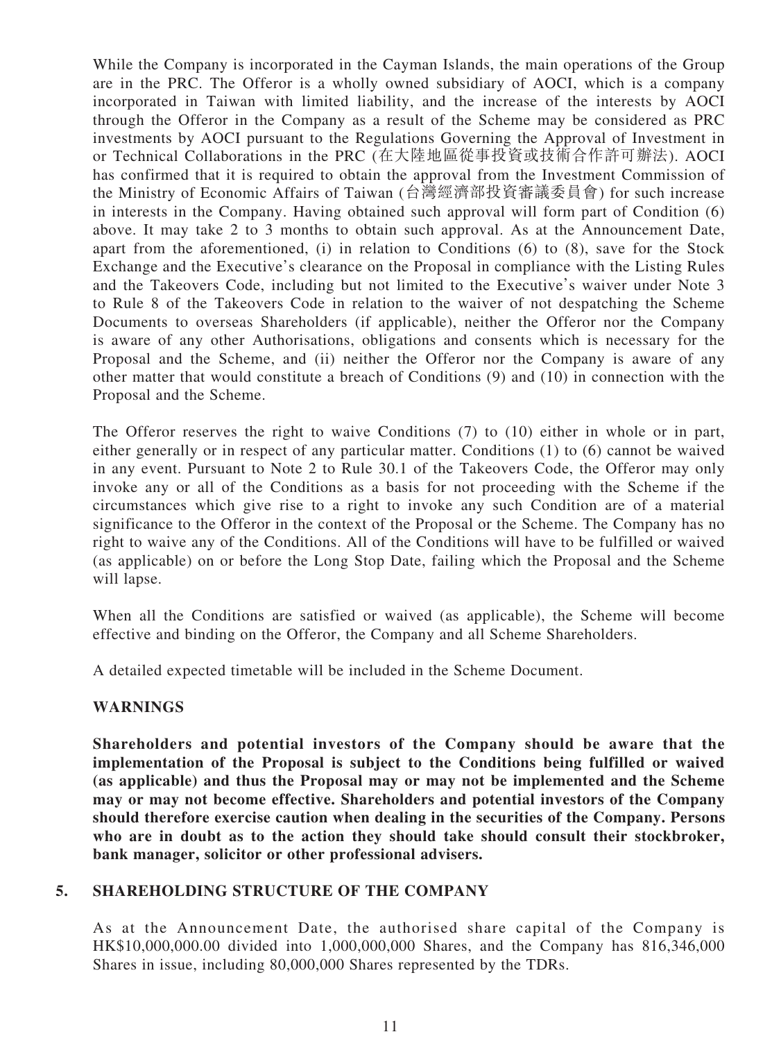While the Company is incorporated in the Cayman Islands, the main operations of the Group are in the PRC. The Offeror is a wholly owned subsidiary of AOCI, which is a company incorporated in Taiwan with limited liability, and the increase of the interests by AOCI through the Offeror in the Company as a result of the Scheme may be considered as PRC investments by AOCI pursuant to the Regulations Governing the Approval of Investment in or Technical Collaborations in the PRC (在大陸地區從事投資或技術合作許可辦法). AOCI has confirmed that it is required to obtain the approval from the Investment Commission of the Ministry of Economic Affairs of Taiwan (台灣經濟部投資審議委員會) for such increase in interests in the Company. Having obtained such approval will form part of Condition (6) above. It may take 2 to 3 months to obtain such approval. As at the Announcement Date, apart from the aforementioned, (i) in relation to Conditions (6) to (8), save for the Stock Exchange and the Executive's clearance on the Proposal in compliance with the Listing Rules and the Takeovers Code, including but not limited to the Executive's waiver under Note 3 to Rule 8 of the Takeovers Code in relation to the waiver of not despatching the Scheme Documents to overseas Shareholders (if applicable), neither the Offeror nor the Company is aware of any other Authorisations, obligations and consents which is necessary for the Proposal and the Scheme, and (ii) neither the Offeror nor the Company is aware of any other matter that would constitute a breach of Conditions (9) and (10) in connection with the Proposal and the Scheme.

The Offeror reserves the right to waive Conditions (7) to (10) either in whole or in part, either generally or in respect of any particular matter. Conditions (1) to (6) cannot be waived in any event. Pursuant to Note 2 to Rule 30.1 of the Takeovers Code, the Offeror may only invoke any or all of the Conditions as a basis for not proceeding with the Scheme if the circumstances which give rise to a right to invoke any such Condition are of a material significance to the Offeror in the context of the Proposal or the Scheme. The Company has no right to waive any of the Conditions. All of the Conditions will have to be fulfilled or waived (as applicable) on or before the Long Stop Date, failing which the Proposal and the Scheme will lapse.

When all the Conditions are satisfied or waived (as applicable), the Scheme will become effective and binding on the Offeror, the Company and all Scheme Shareholders.

A detailed expected timetable will be included in the Scheme Document.

**WARNINGS**

**Shareholders and potential investors of the Company should be aware that the implementation of the Proposal is subject to the Conditions being fulfilled or waived (as applicable) and thus the Proposal may or may not be implemented and the Scheme may or may not become effective. Shareholders and potential investors of the Company should therefore exercise caution when dealing in the securities of the Company. Persons who are in doubt as to the action they should take should consult their stockbroker, bank manager, solicitor or other professional advisers.**

## 5. SHAREHOLDING STRUCTURE OF THE COMPANY

As at the Announcement Date, the authorised share capital of the Company is HK$10,000,000.00 divided into 1,000,000,000 Shares, and the Company has 816,346,000 Shares in issue, including 80,000,000 Shares represented by the TDRs.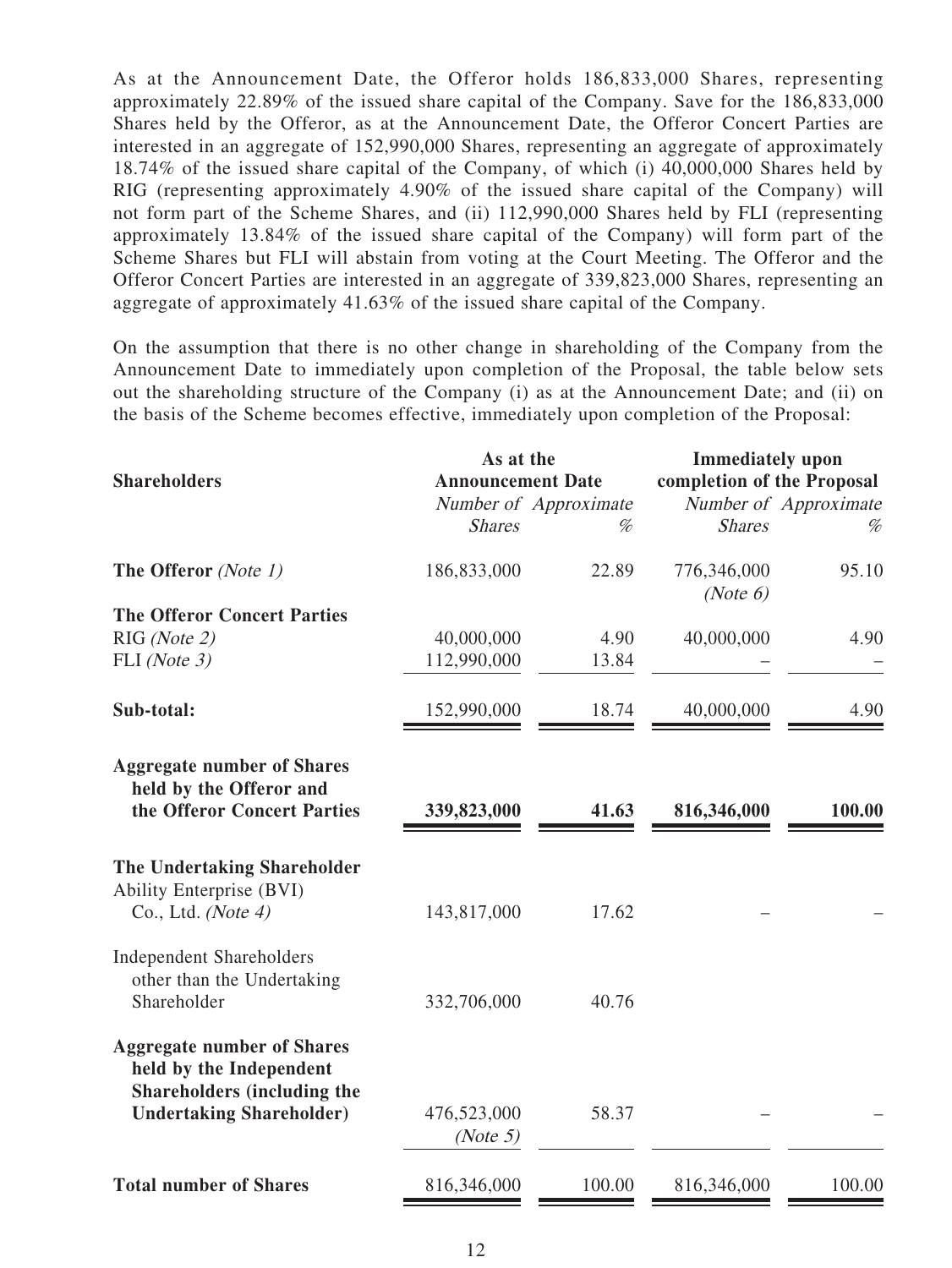As at the Announcement Date, the Offeror holds 186,833,000 Shares, representing approximately 22.89% of the issued share capital of the Company. Save for the 186,833,000 Shares held by the Offeror, as at the Announcement Date, the Offeror Concert Parties are interested in an aggregate of 152,990,000 Shares, representing an aggregate of approximately 18.74% of the issued share capital of the Company, of which (i) 40,000,000 Shares held by RIG (representing approximately 4.90% of the issued share capital of the Company) will not form part of the Scheme Shares, and (ii) 112,990,000 Shares held by FLI (representing approximately 13.84% of the issued share capital of the Company) will form part of the Scheme Shares but FLI will abstain from voting at the Court Meeting. The Offeror and the Offeror Concert Parties are interested in an aggregate of 339,823,000 Shares, representing an aggregate of approximately 41.63% of the issued share capital of the Company.

On the assumption that there is no other change in shareholding of the Company from the Announcement Date to immediately upon completion of the Proposal, the table below sets out the shareholding structure of the Company (i) as at the Announcement Date; and (ii) on the basis of the Scheme becomes effective, immediately upon completion of the Proposal:

| **Shareholders** | **As at the Announcement Date** | | **Immediately upon completion of the Proposal** | |
|---|---|---|---|---|
| | *Number of Shares* | *Approximate %* | *Number of Shares* | *Approximate %* |
| **The Offeror** *(Note 1)* | 186,833,000 | 22.89 | 776,346,000 *(Note 6)* | 95.10 |
| **The Offeror Concert Parties** | | | | |
| RIG *(Note 2)* | 40,000,000 | 4.90 | 40,000,000 | 4.90 |
| FLI *(Note 3)* | 112,990,000 | 13.84 | – | – |
| **Sub-total:** | 152,990,000 | 18.74 | 40,000,000 | 4.90 |
| **Aggregate number of Shares held by the Offeror and the Offeror Concert Parties** | **339,823,000** | **41.63** | **816,346,000** | **100.00** |
| **The Undertaking Shareholder** | | | | |
| Ability Enterprise (BVI) Co., Ltd. *(Note 4)* | 143,817,000 | 17.62 | – | – |
| Independent Shareholders other than the Undertaking Shareholder | 332,706,000 | 40.76 | | |
| **Aggregate number of Shares held by the Independent Shareholders (including the Undertaking Shareholder)** | 476,523,000 *(Note 5)* | 58.37 | – | – |
| **Total number of Shares** | 816,346,000 | 100.00 | 816,346,000 | 100.00 |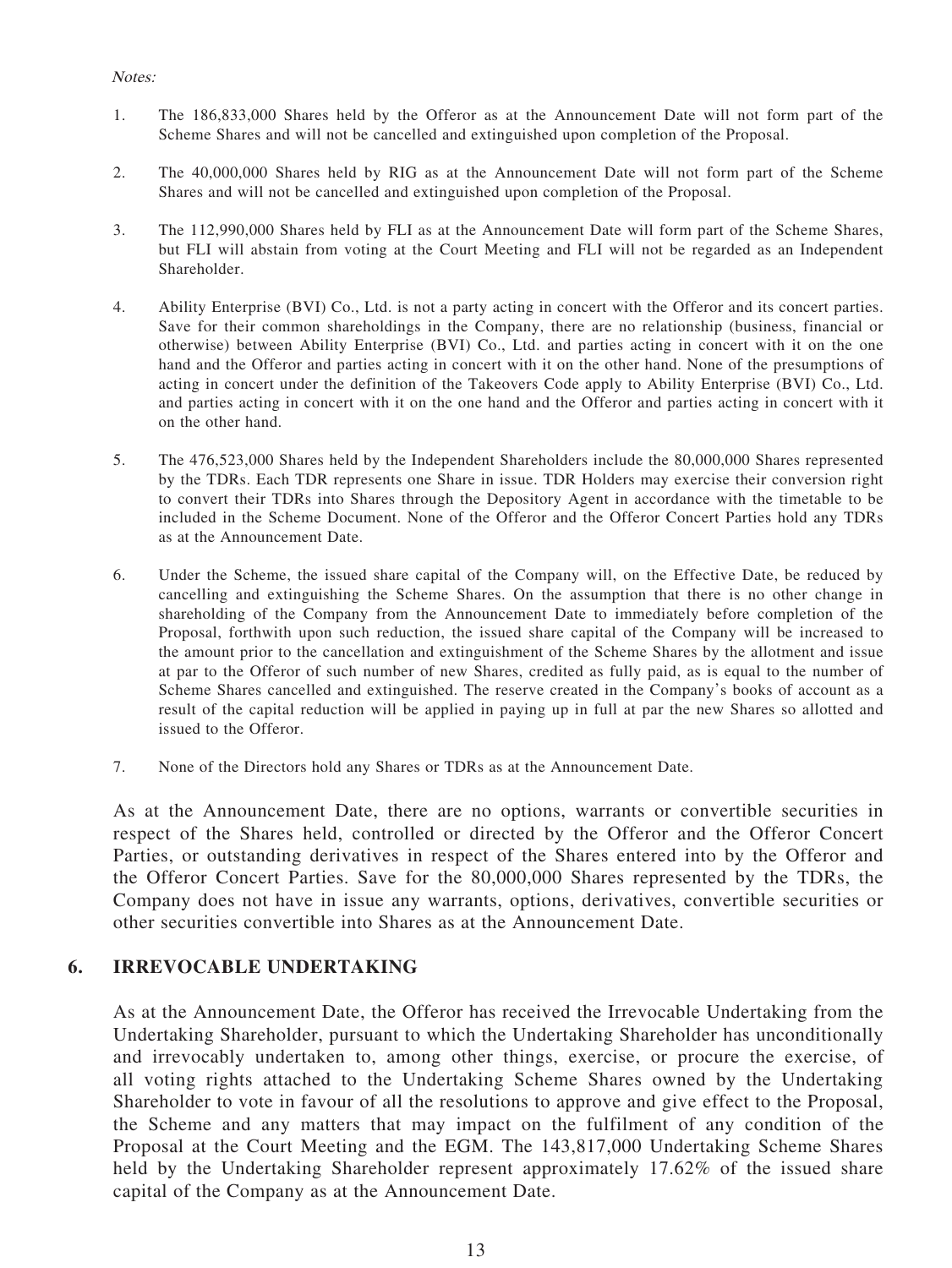*Notes:*

1. The 186,833,000 Shares held by the Offeror as at the Announcement Date will not form part of the Scheme Shares and will not be cancelled and extinguished upon completion of the Proposal.

2. The 40,000,000 Shares held by RIG as at the Announcement Date will not form part of the Scheme Shares and will not be cancelled and extinguished upon completion of the Proposal.

3. The 112,990,000 Shares held by FLI as at the Announcement Date will form part of the Scheme Shares, but FLI will abstain from voting at the Court Meeting and FLI will not be regarded as an Independent Shareholder.

4. Ability Enterprise (BVI) Co., Ltd. is not a party acting in concert with the Offeror and its concert parties. Save for their common shareholdings in the Company, there are no relationship (business, financial or otherwise) between Ability Enterprise (BVI) Co., Ltd. and parties acting in concert with it on the one hand and the Offeror and parties acting in concert with it on the other hand. None of the presumptions of acting in concert under the definition of the Takeovers Code apply to Ability Enterprise (BVI) Co., Ltd. and parties acting in concert with it on the one hand and the Offeror and parties acting in concert with it on the other hand.

5. The 476,523,000 Shares held by the Independent Shareholders include the 80,000,000 Shares represented by the TDRs. Each TDR represents one Share in issue. TDR Holders may exercise their conversion right to convert their TDRs into Shares through the Depository Agent in accordance with the timetable to be included in the Scheme Document. None of the Offeror and the Offeror Concert Parties hold any TDRs as at the Announcement Date.

6. Under the Scheme, the issued share capital of the Company will, on the Effective Date, be reduced by cancelling and extinguishing the Scheme Shares. On the assumption that there is no other change in shareholding of the Company from the Announcement Date to immediately before completion of the Proposal, forthwith upon such reduction, the issued share capital of the Company will be increased to the amount prior to the cancellation and extinguishment of the Scheme Shares by the allotment and issue at par to the Offeror of such number of new Shares, credited as fully paid, as is equal to the number of Scheme Shares cancelled and extinguished. The reserve created in the Company's books of account as a result of the capital reduction will be applied in paying up in full at par the new Shares so allotted and issued to the Offeror.

7. None of the Directors hold any Shares or TDRs as at the Announcement Date.

As at the Announcement Date, there are no options, warrants or convertible securities in respect of the Shares held, controlled or directed by the Offeror and the Offeror Concert Parties, or outstanding derivatives in respect of the Shares entered into by the Offeror and the Offeror Concert Parties. Save for the 80,000,000 Shares represented by the TDRs, the Company does not have in issue any warrants, options, derivatives, convertible securities or other securities convertible into Shares as at the Announcement Date.

## 6. IRREVOCABLE UNDERTAKING

As at the Announcement Date, the Offeror has received the Irrevocable Undertaking from the Undertaking Shareholder, pursuant to which the Undertaking Shareholder has unconditionally and irrevocably undertaken to, among other things, exercise, or procure the exercise, of all voting rights attached to the Undertaking Scheme Shares owned by the Undertaking Shareholder to vote in favour of all the resolutions to approve and give effect to the Proposal, the Scheme and any matters that may impact on the fulfilment of any condition of the Proposal at the Court Meeting and the EGM. The 143,817,000 Undertaking Scheme Shares held by the Undertaking Shareholder represent approximately 17.62% of the issued share capital of the Company as at the Announcement Date.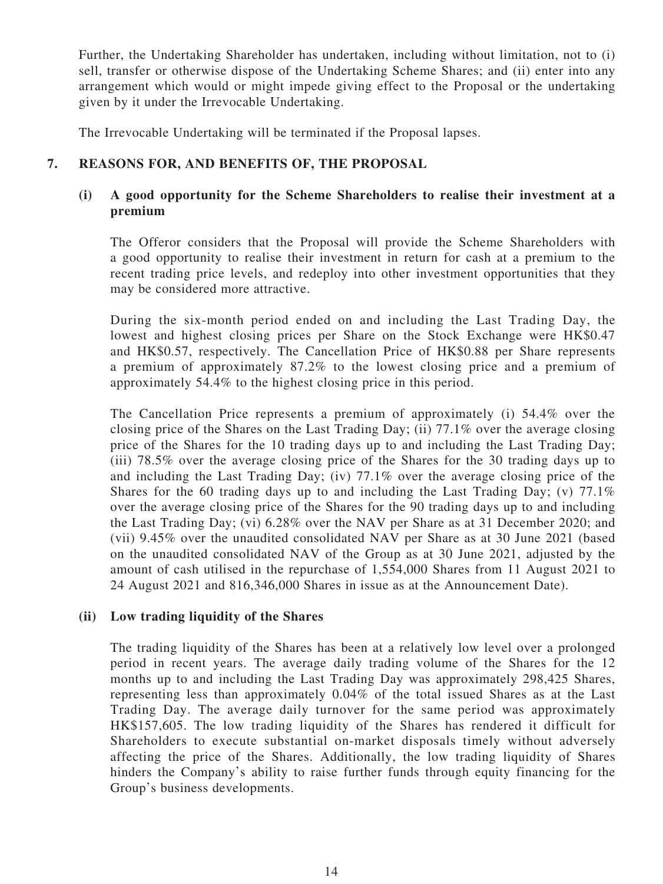Further, the Undertaking Shareholder has undertaken, including without limitation, not to (i) sell, transfer or otherwise dispose of the Undertaking Scheme Shares; and (ii) enter into any arrangement which would or might impede giving effect to the Proposal or the undertaking given by it under the Irrevocable Undertaking.

The Irrevocable Undertaking will be terminated if the Proposal lapses.

## 7. REASONS FOR, AND BENEFITS OF, THE PROPOSAL

### (i) A good opportunity for the Scheme Shareholders to realise their investment at a premium

The Offeror considers that the Proposal will provide the Scheme Shareholders with a good opportunity to realise their investment in return for cash at a premium to the recent trading price levels, and redeploy into other investment opportunities that they may be considered more attractive.

During the six-month period ended on and including the Last Trading Day, the lowest and highest closing prices per Share on the Stock Exchange were HK$0.47 and HK$0.57, respectively. The Cancellation Price of HK$0.88 per Share represents a premium of approximately 87.2% to the lowest closing price and a premium of approximately 54.4% to the highest closing price in this period.

The Cancellation Price represents a premium of approximately (i) 54.4% over the closing price of the Shares on the Last Trading Day; (ii) 77.1% over the average closing price of the Shares for the 10 trading days up to and including the Last Trading Day; (iii) 78.5% over the average closing price of the Shares for the 30 trading days up to and including the Last Trading Day; (iv) 77.1% over the average closing price of the Shares for the 60 trading days up to and including the Last Trading Day; (v) 77.1% over the average closing price of the Shares for the 90 trading days up to and including the Last Trading Day; (vi) 6.28% over the NAV per Share as at 31 December 2020; and (vii) 9.45% over the unaudited consolidated NAV per Share as at 30 June 2021 (based on the unaudited consolidated NAV of the Group as at 30 June 2021, adjusted by the amount of cash utilised in the repurchase of 1,554,000 Shares from 11 August 2021 to 24 August 2021 and 816,346,000 Shares in issue as at the Announcement Date).

### (ii) Low trading liquidity of the Shares

The trading liquidity of the Shares has been at a relatively low level over a prolonged period in recent years. The average daily trading volume of the Shares for the 12 months up to and including the Last Trading Day was approximately 298,425 Shares, representing less than approximately 0.04% of the total issued Shares as at the Last Trading Day. The average daily turnover for the same period was approximately HK$157,605. The low trading liquidity of the Shares has rendered it difficult for Shareholders to execute substantial on-market disposals timely without adversely affecting the price of the Shares. Additionally, the low trading liquidity of Shares hinders the Company's ability to raise further funds through equity financing for the Group's business developments.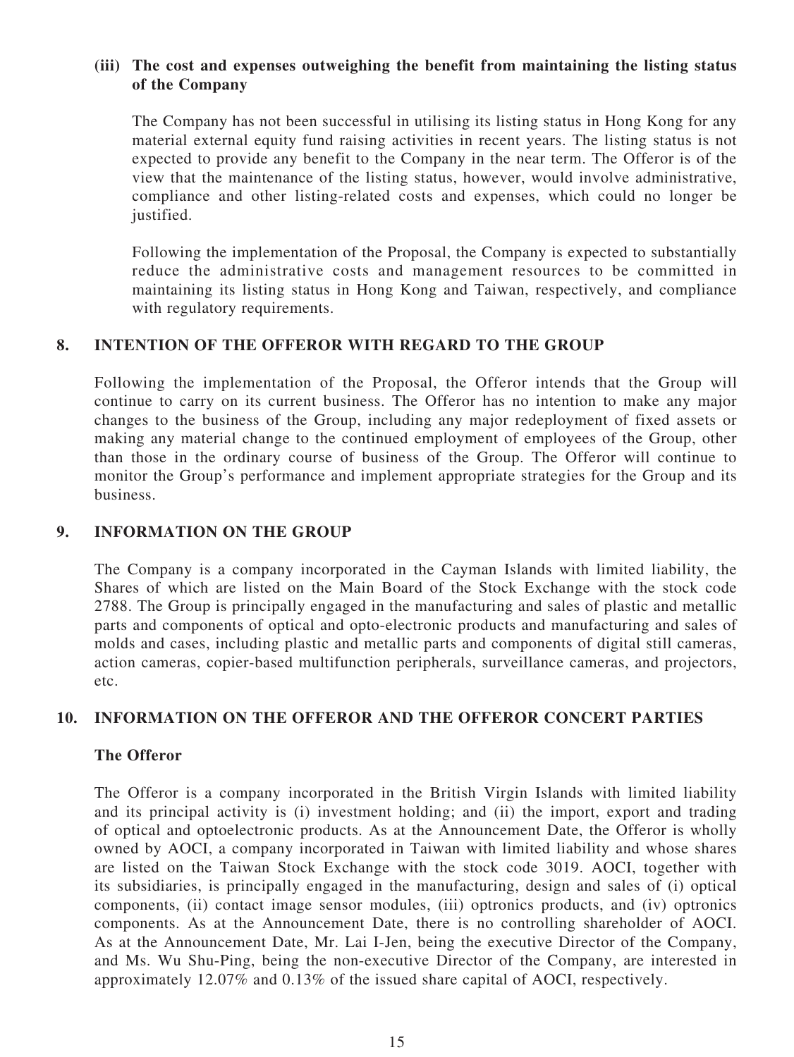### (iii) The cost and expenses outweighing the benefit from maintaining the listing status of the Company

The Company has not been successful in utilising its listing status in Hong Kong for any material external equity fund raising activities in recent years. The listing status is not expected to provide any benefit to the Company in the near term. The Offeror is of the view that the maintenance of the listing status, however, would involve administrative, compliance and other listing-related costs and expenses, which could no longer be justified.

Following the implementation of the Proposal, the Company is expected to substantially reduce the administrative costs and management resources to be committed in maintaining its listing status in Hong Kong and Taiwan, respectively, and compliance with regulatory requirements.

## 8. INTENTION OF THE OFFEROR WITH REGARD TO THE GROUP

Following the implementation of the Proposal, the Offeror intends that the Group will continue to carry on its current business. The Offeror has no intention to make any major changes to the business of the Group, including any major redeployment of fixed assets or making any material change to the continued employment of employees of the Group, other than those in the ordinary course of business of the Group. The Offeror will continue to monitor the Group's performance and implement appropriate strategies for the Group and its business.

## 9. INFORMATION ON THE GROUP

The Company is a company incorporated in the Cayman Islands with limited liability, the Shares of which are listed on the Main Board of the Stock Exchange with the stock code 2788. The Group is principally engaged in the manufacturing and sales of plastic and metallic parts and components of optical and opto-electronic products and manufacturing and sales of molds and cases, including plastic and metallic parts and components of digital still cameras, action cameras, copier-based multifunction peripherals, surveillance cameras, and projectors, etc.

## 10. INFORMATION ON THE OFFEROR AND THE OFFEROR CONCERT PARTIES

### The Offeror

The Offeror is a company incorporated in the British Virgin Islands with limited liability and its principal activity is (i) investment holding; and (ii) the import, export and trading of optical and optoelectronic products. As at the Announcement Date, the Offeror is wholly owned by AOCI, a company incorporated in Taiwan with limited liability and whose shares are listed on the Taiwan Stock Exchange with the stock code 3019. AOCI, together with its subsidiaries, is principally engaged in the manufacturing, design and sales of (i) optical components, (ii) contact image sensor modules, (iii) optronics products, and (iv) optronics components. As at the Announcement Date, there is no controlling shareholder of AOCI. As at the Announcement Date, Mr. Lai I-Jen, being the executive Director of the Company, and Ms. Wu Shu-Ping, being the non-executive Director of the Company, are interested in approximately 12.07% and 0.13% of the issued share capital of AOCI, respectively.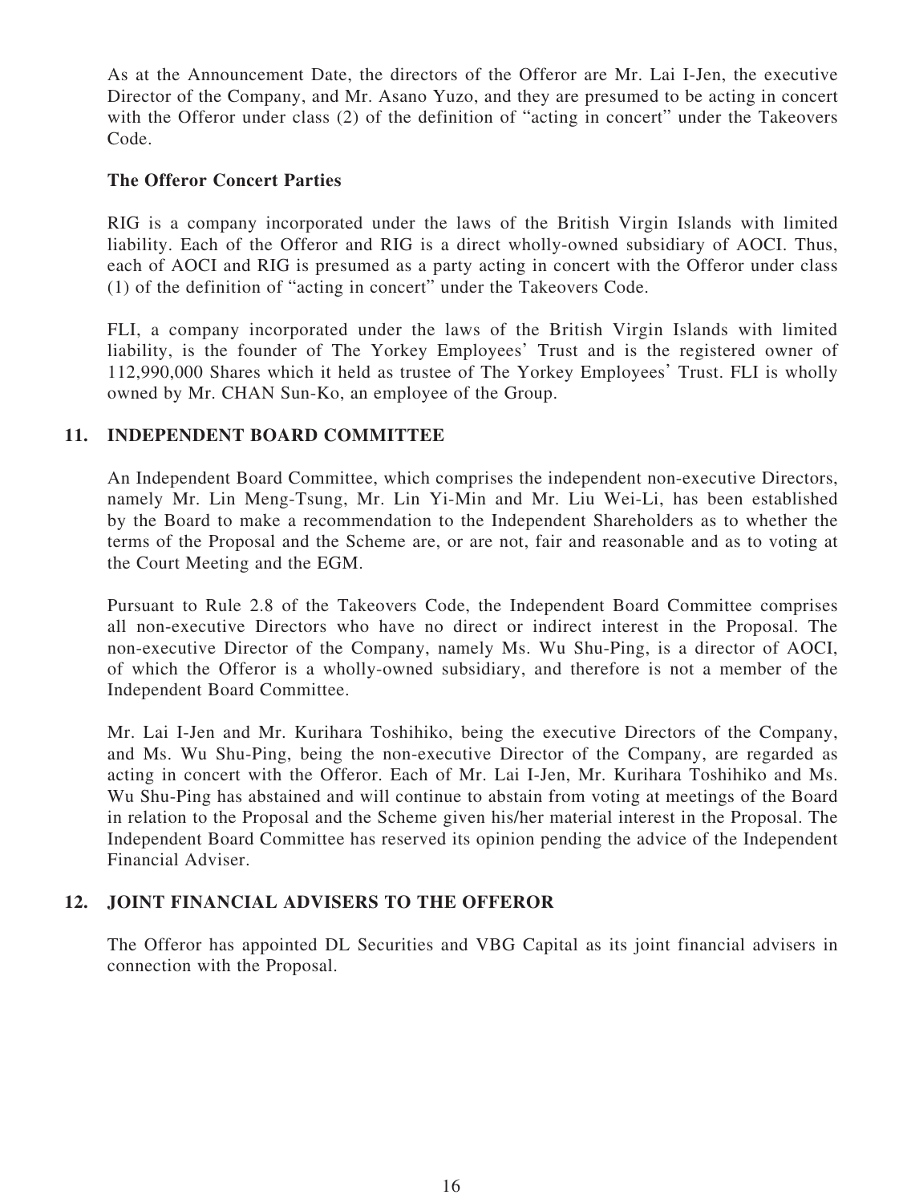As at the Announcement Date, the directors of the Offeror are Mr. Lai I-Jen, the executive Director of the Company, and Mr. Asano Yuzo, and they are presumed to be acting in concert with the Offeror under class (2) of the definition of "acting in concert" under the Takeovers Code.

**The Offeror Concert Parties**

RIG is a company incorporated under the laws of the British Virgin Islands with limited liability. Each of the Offeror and RIG is a direct wholly-owned subsidiary of AOCI. Thus, each of AOCI and RIG is presumed as a party acting in concert with the Offeror under class (1) of the definition of "acting in concert" under the Takeovers Code.

FLI, a company incorporated under the laws of the British Virgin Islands with limited liability, is the founder of The Yorkey Employees' Trust and is the registered owner of 112,990,000 Shares which it held as trustee of The Yorkey Employees' Trust. FLI is wholly owned by Mr. CHAN Sun-Ko, an employee of the Group.

## 11. INDEPENDENT BOARD COMMITTEE

An Independent Board Committee, which comprises the independent non-executive Directors, namely Mr. Lin Meng-Tsung, Mr. Lin Yi-Min and Mr. Liu Wei-Li, has been established by the Board to make a recommendation to the Independent Shareholders as to whether the terms of the Proposal and the Scheme are, or are not, fair and reasonable and as to voting at the Court Meeting and the EGM.

Pursuant to Rule 2.8 of the Takeovers Code, the Independent Board Committee comprises all non-executive Directors who have no direct or indirect interest in the Proposal. The non-executive Director of the Company, namely Ms. Wu Shu-Ping, is a director of AOCI, of which the Offeror is a wholly-owned subsidiary, and therefore is not a member of the Independent Board Committee.

Mr. Lai I-Jen and Mr. Kurihara Toshihiko, being the executive Directors of the Company, and Ms. Wu Shu-Ping, being the non-executive Director of the Company, are regarded as acting in concert with the Offeror. Each of Mr. Lai I-Jen, Mr. Kurihara Toshihiko and Ms. Wu Shu-Ping has abstained and will continue to abstain from voting at meetings of the Board in relation to the Proposal and the Scheme given his/her material interest in the Proposal. The Independent Board Committee has reserved its opinion pending the advice of the Independent Financial Adviser.

## 12. JOINT FINANCIAL ADVISERS TO THE OFFEROR

The Offeror has appointed DL Securities and VBG Capital as its joint financial advisers in connection with the Proposal.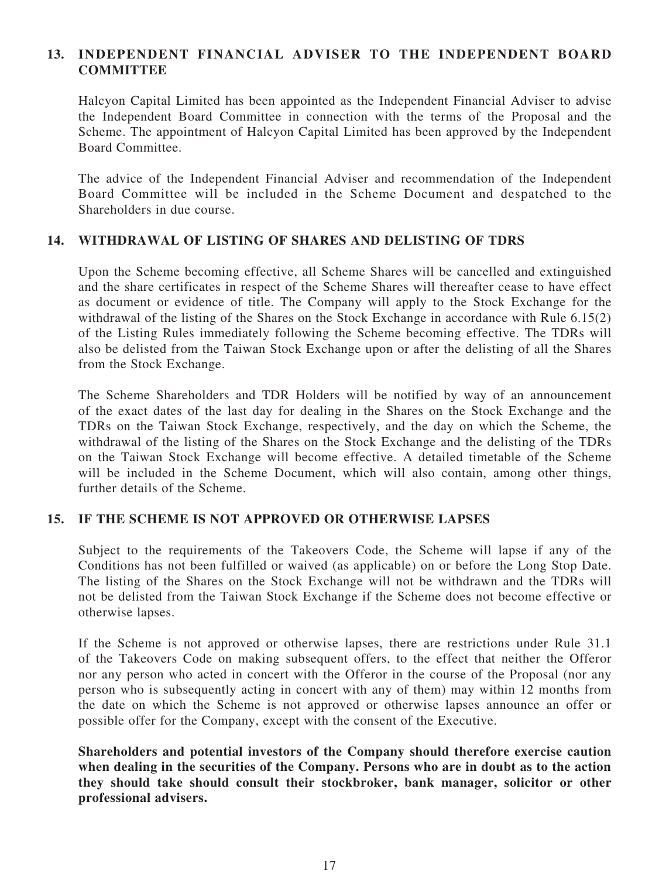## 13. INDEPENDENT FINANCIAL ADVISER TO THE INDEPENDENT BOARD COMMITTEE

Halcyon Capital Limited has been appointed as the Independent Financial Adviser to advise the Independent Board Committee in connection with the terms of the Proposal and the Scheme. The appointment of Halcyon Capital Limited has been approved by the Independent Board Committee.

The advice of the Independent Financial Adviser and recommendation of the Independent Board Committee will be included in the Scheme Document and despatched to the Shareholders in due course.

## 14. WITHDRAWAL OF LISTING OF SHARES AND DELISTING OF TDRS

Upon the Scheme becoming effective, all Scheme Shares will be cancelled and extinguished and the share certificates in respect of the Scheme Shares will thereafter cease to have effect as document or evidence of title. The Company will apply to the Stock Exchange for the withdrawal of the listing of the Shares on the Stock Exchange in accordance with Rule 6.15(2) of the Listing Rules immediately following the Scheme becoming effective. The TDRs will also be delisted from the Taiwan Stock Exchange upon or after the delisting of all the Shares from the Stock Exchange.

The Scheme Shareholders and TDR Holders will be notified by way of an announcement of the exact dates of the last day for dealing in the Shares on the Stock Exchange and the TDRs on the Taiwan Stock Exchange, respectively, and the day on which the Scheme, the withdrawal of the listing of the Shares on the Stock Exchange and the delisting of the TDRs on the Taiwan Stock Exchange will become effective. A detailed timetable of the Scheme will be included in the Scheme Document, which will also contain, among other things, further details of the Scheme.

## 15. IF THE SCHEME IS NOT APPROVED OR OTHERWISE LAPSES

Subject to the requirements of the Takeovers Code, the Scheme will lapse if any of the Conditions has not been fulfilled or waived (as applicable) on or before the Long Stop Date. The listing of the Shares on the Stock Exchange will not be withdrawn and the TDRs will not be delisted from the Taiwan Stock Exchange if the Scheme does not become effective or otherwise lapses.

If the Scheme is not approved or otherwise lapses, there are restrictions under Rule 31.1 of the Takeovers Code on making subsequent offers, to the effect that neither the Offeror nor any person who acted in concert with the Offeror in the course of the Proposal (nor any person who is subsequently acting in concert with any of them) may within 12 months from the date on which the Scheme is not approved or otherwise lapses announce an offer or possible offer for the Company, except with the consent of the Executive.

**Shareholders and potential investors of the Company should therefore exercise caution when dealing in the securities of the Company. Persons who are in doubt as to the action they should take should consult their stockbroker, bank manager, solicitor or other professional advisers.**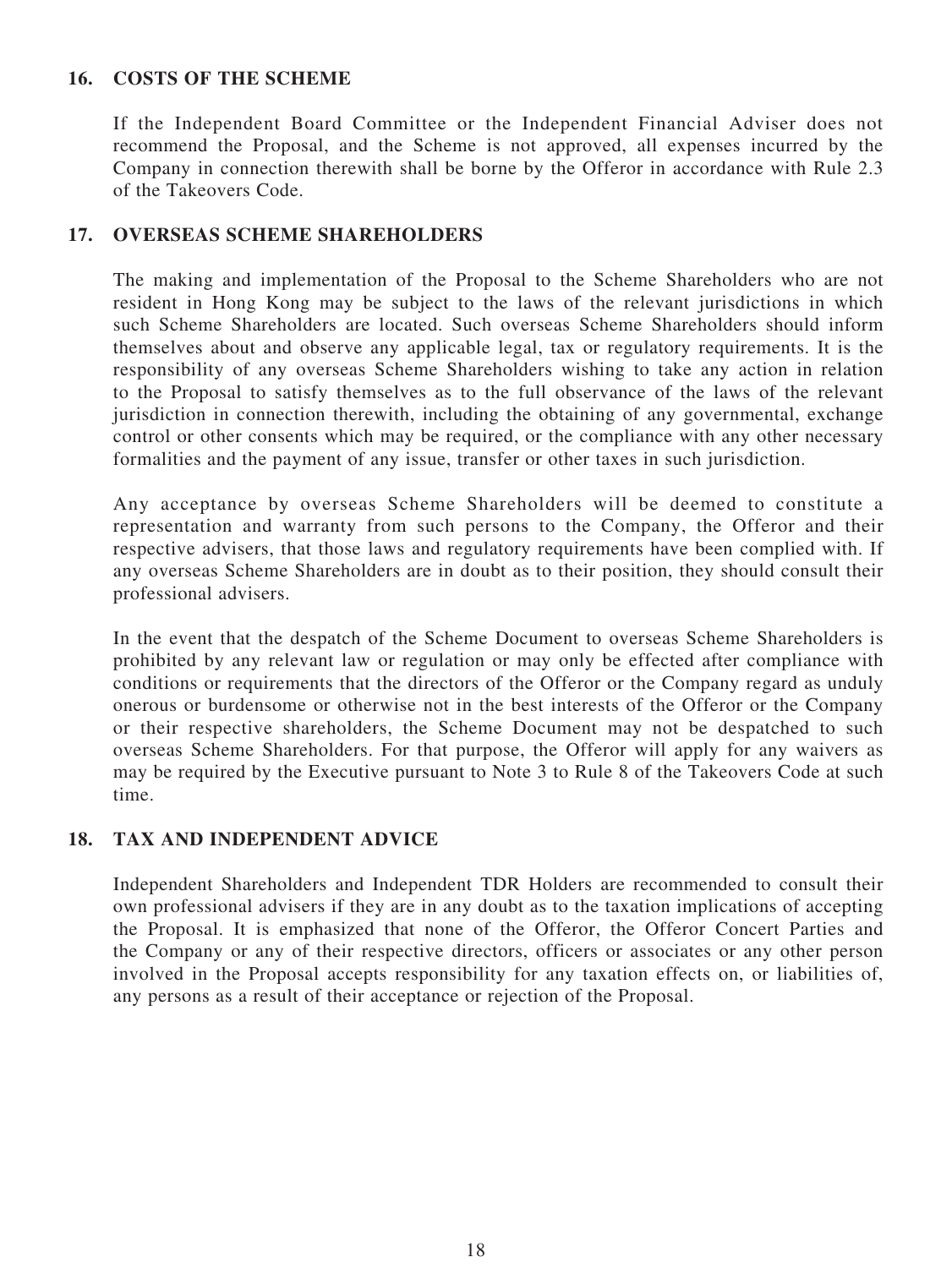## 16. COSTS OF THE SCHEME

If the Independent Board Committee or the Independent Financial Adviser does not recommend the Proposal, and the Scheme is not approved, all expenses incurred by the Company in connection therewith shall be borne by the Offeror in accordance with Rule 2.3 of the Takeovers Code.

## 17. OVERSEAS SCHEME SHAREHOLDERS

The making and implementation of the Proposal to the Scheme Shareholders who are not resident in Hong Kong may be subject to the laws of the relevant jurisdictions in which such Scheme Shareholders are located. Such overseas Scheme Shareholders should inform themselves about and observe any applicable legal, tax or regulatory requirements. It is the responsibility of any overseas Scheme Shareholders wishing to take any action in relation to the Proposal to satisfy themselves as to the full observance of the laws of the relevant jurisdiction in connection therewith, including the obtaining of any governmental, exchange control or other consents which may be required, or the compliance with any other necessary formalities and the payment of any issue, transfer or other taxes in such jurisdiction.

Any acceptance by overseas Scheme Shareholders will be deemed to constitute a representation and warranty from such persons to the Company, the Offeror and their respective advisers, that those laws and regulatory requirements have been complied with. If any overseas Scheme Shareholders are in doubt as to their position, they should consult their professional advisers.

In the event that the despatch of the Scheme Document to overseas Scheme Shareholders is prohibited by any relevant law or regulation or may only be effected after compliance with conditions or requirements that the directors of the Offeror or the Company regard as unduly onerous or burdensome or otherwise not in the best interests of the Offeror or the Company or their respective shareholders, the Scheme Document may not be despatched to such overseas Scheme Shareholders. For that purpose, the Offeror will apply for any waivers as may be required by the Executive pursuant to Note 3 to Rule 8 of the Takeovers Code at such time.

## 18. TAX AND INDEPENDENT ADVICE

Independent Shareholders and Independent TDR Holders are recommended to consult their own professional advisers if they are in any doubt as to the taxation implications of accepting the Proposal. It is emphasized that none of the Offeror, the Offeror Concert Parties and the Company or any of their respective directors, officers or associates or any other person involved in the Proposal accepts responsibility for any taxation effects on, or liabilities of, any persons as a result of their acceptance or rejection of the Proposal.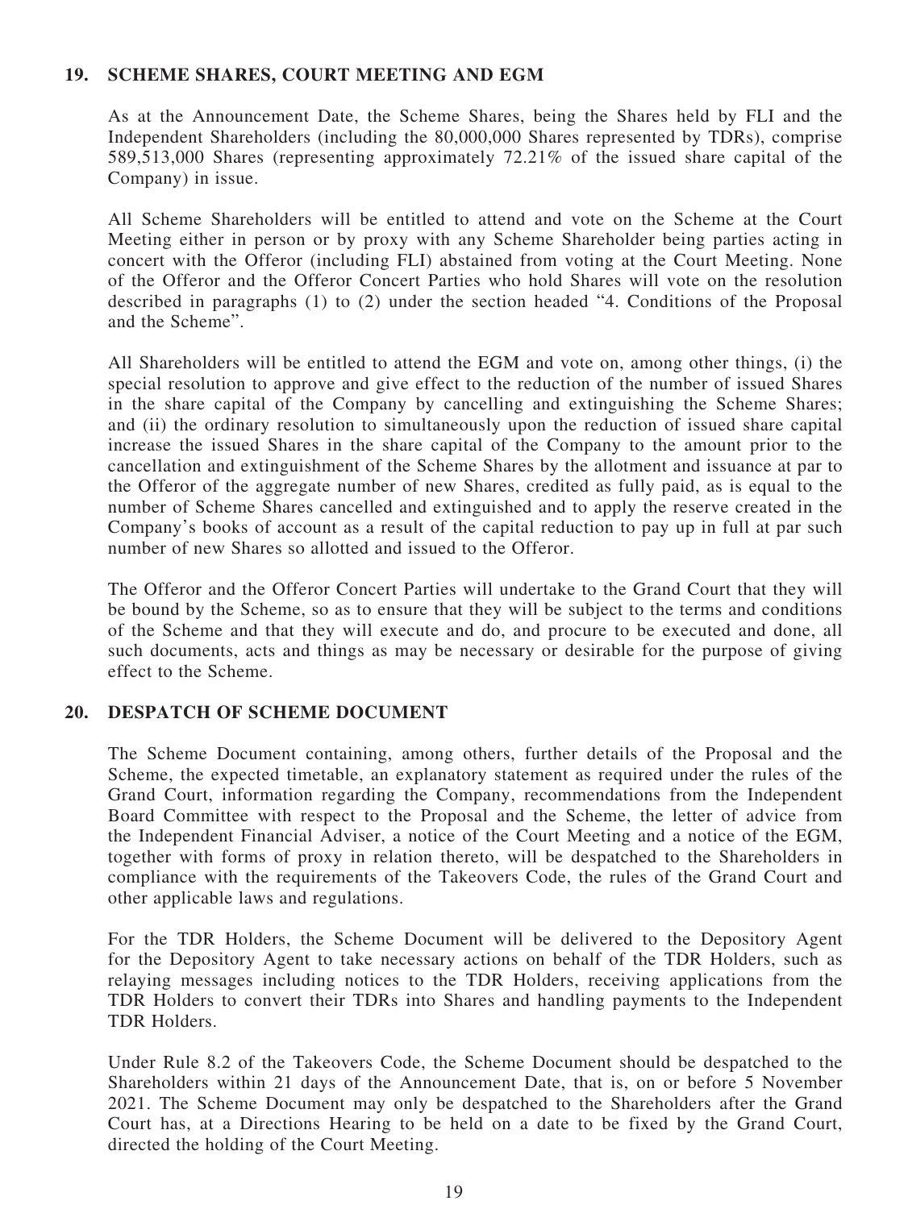## 19. SCHEME SHARES, COURT MEETING AND EGM

As at the Announcement Date, the Scheme Shares, being the Shares held by FLI and the Independent Shareholders (including the 80,000,000 Shares represented by TDRs), comprise 589,513,000 Shares (representing approximately 72.21% of the issued share capital of the Company) in issue.

All Scheme Shareholders will be entitled to attend and vote on the Scheme at the Court Meeting either in person or by proxy with any Scheme Shareholder being parties acting in concert with the Offeror (including FLI) abstained from voting at the Court Meeting. None of the Offeror and the Offeror Concert Parties who hold Shares will vote on the resolution described in paragraphs (1) to (2) under the section headed "4. Conditions of the Proposal and the Scheme".

All Shareholders will be entitled to attend the EGM and vote on, among other things, (i) the special resolution to approve and give effect to the reduction of the number of issued Shares in the share capital of the Company by cancelling and extinguishing the Scheme Shares; and (ii) the ordinary resolution to simultaneously upon the reduction of issued share capital increase the issued Shares in the share capital of the Company to the amount prior to the cancellation and extinguishment of the Scheme Shares by the allotment and issuance at par to the Offeror of the aggregate number of new Shares, credited as fully paid, as is equal to the number of Scheme Shares cancelled and extinguished and to apply the reserve created in the Company's books of account as a result of the capital reduction to pay up in full at par such number of new Shares so allotted and issued to the Offeror.

The Offeror and the Offeror Concert Parties will undertake to the Grand Court that they will be bound by the Scheme, so as to ensure that they will be subject to the terms and conditions of the Scheme and that they will execute and do, and procure to be executed and done, all such documents, acts and things as may be necessary or desirable for the purpose of giving effect to the Scheme.

## 20. DESPATCH OF SCHEME DOCUMENT

The Scheme Document containing, among others, further details of the Proposal and the Scheme, the expected timetable, an explanatory statement as required under the rules of the Grand Court, information regarding the Company, recommendations from the Independent Board Committee with respect to the Proposal and the Scheme, the letter of advice from the Independent Financial Adviser, a notice of the Court Meeting and a notice of the EGM, together with forms of proxy in relation thereto, will be despatched to the Shareholders in compliance with the requirements of the Takeovers Code, the rules of the Grand Court and other applicable laws and regulations.

For the TDR Holders, the Scheme Document will be delivered to the Depository Agent for the Depository Agent to take necessary actions on behalf of the TDR Holders, such as relaying messages including notices to the TDR Holders, receiving applications from the TDR Holders to convert their TDRs into Shares and handling payments to the Independent TDR Holders.

Under Rule 8.2 of the Takeovers Code, the Scheme Document should be despatched to the Shareholders within 21 days of the Announcement Date, that is, on or before 5 November 2021. The Scheme Document may only be despatched to the Shareholders after the Grand Court has, at a Directions Hearing to be held on a date to be fixed by the Grand Court, directed the holding of the Court Meeting.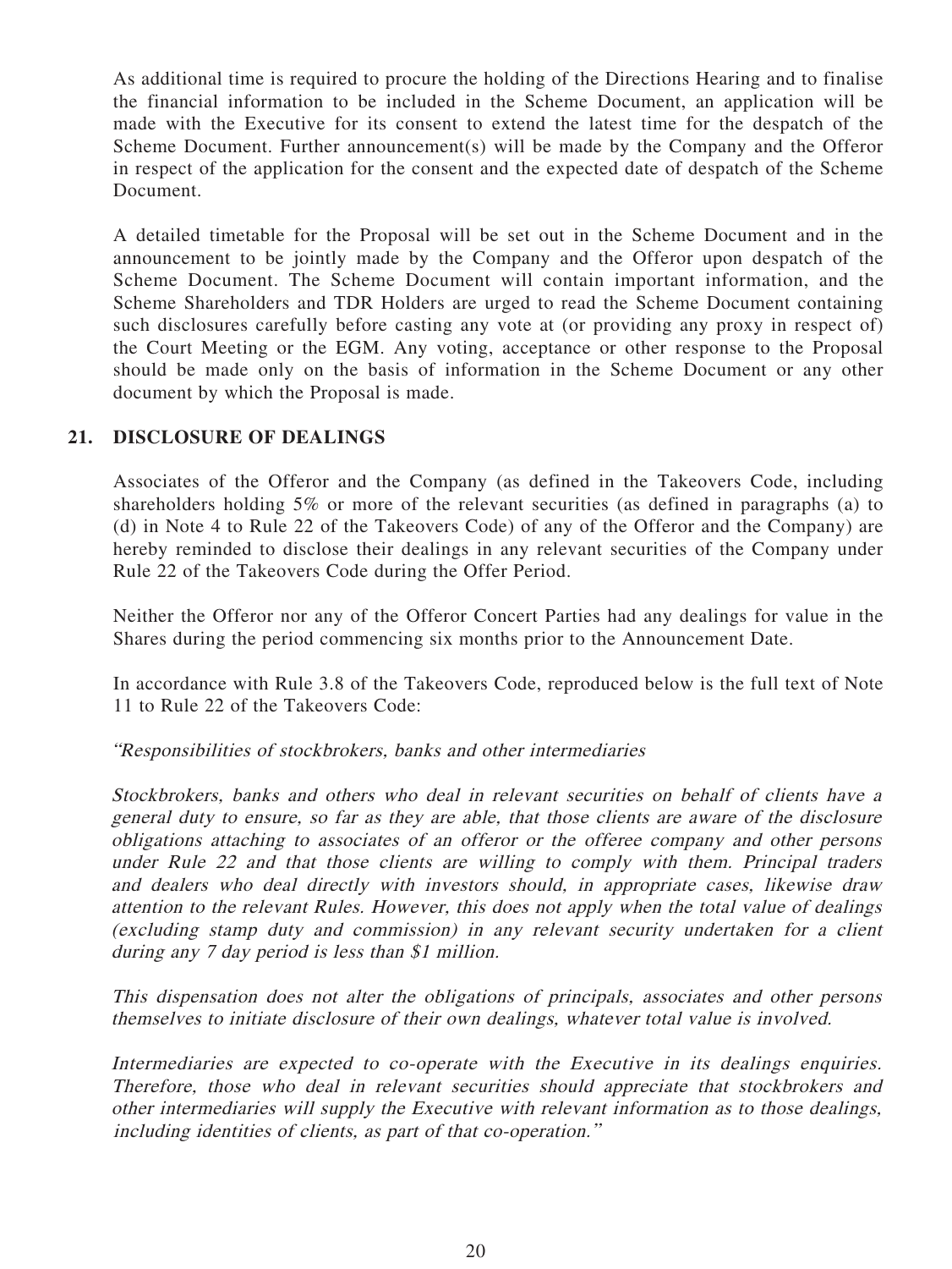As additional time is required to procure the holding of the Directions Hearing and to finalise the financial information to be included in the Scheme Document, an application will be made with the Executive for its consent to extend the latest time for the despatch of the Scheme Document. Further announcement(s) will be made by the Company and the Offeror in respect of the application for the consent and the expected date of despatch of the Scheme Document.

A detailed timetable for the Proposal will be set out in the Scheme Document and in the announcement to be jointly made by the Company and the Offeror upon despatch of the Scheme Document. The Scheme Document will contain important information, and the Scheme Shareholders and TDR Holders are urged to read the Scheme Document containing such disclosures carefully before casting any vote at (or providing any proxy in respect of) the Court Meeting or the EGM. Any voting, acceptance or other response to the Proposal should be made only on the basis of information in the Scheme Document or any other document by which the Proposal is made.

## 21. DISCLOSURE OF DEALINGS

Associates of the Offeror and the Company (as defined in the Takeovers Code, including shareholders holding 5% or more of the relevant securities (as defined in paragraphs (a) to (d) in Note 4 to Rule 22 of the Takeovers Code) of any of the Offeror and the Company) are hereby reminded to disclose their dealings in any relevant securities of the Company under Rule 22 of the Takeovers Code during the Offer Period.

Neither the Offeror nor any of the Offeror Concert Parties had any dealings for value in the Shares during the period commencing six months prior to the Announcement Date.

In accordance with Rule 3.8 of the Takeovers Code, reproduced below is the full text of Note 11 to Rule 22 of the Takeovers Code:

*"Responsibilities of stockbrokers, banks and other intermediaries*

*Stockbrokers, banks and others who deal in relevant securities on behalf of clients have a general duty to ensure, so far as they are able, that those clients are aware of the disclosure obligations attaching to associates of an offeror or the offeree company and other persons under Rule 22 and that those clients are willing to comply with them. Principal traders and dealers who deal directly with investors should, in appropriate cases, likewise draw attention to the relevant Rules. However, this does not apply when the total value of dealings (excluding stamp duty and commission) in any relevant security undertaken for a client during any 7 day period is less than $1 million.*

*This dispensation does not alter the obligations of principals, associates and other persons themselves to initiate disclosure of their own dealings, whatever total value is involved.*

*Intermediaries are expected to co-operate with the Executive in its dealings enquiries. Therefore, those who deal in relevant securities should appreciate that stockbrokers and other intermediaries will supply the Executive with relevant information as to those dealings, including identities of clients, as part of that co-operation."*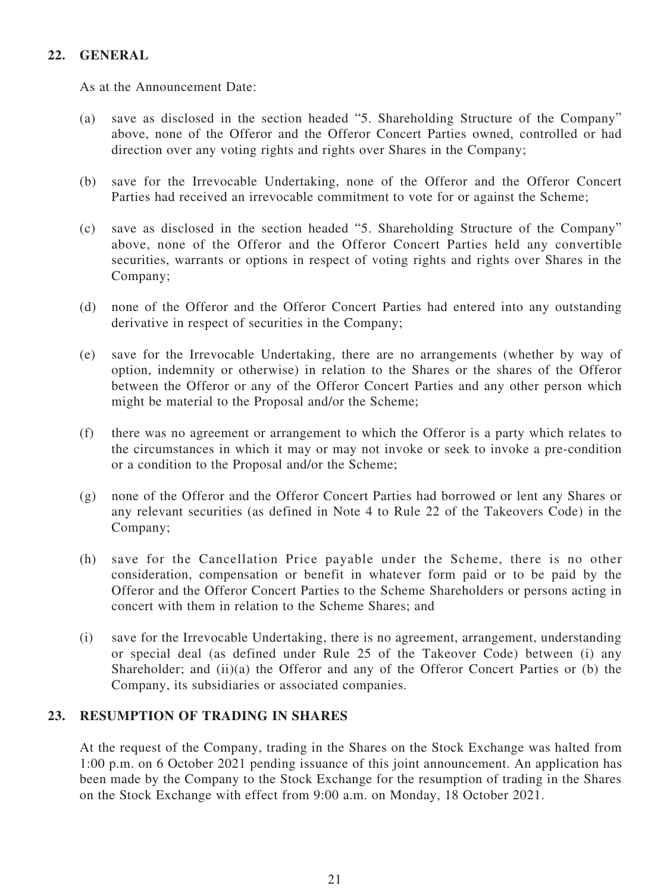## 22. GENERAL

As at the Announcement Date:

(a) save as disclosed in the section headed "5. Shareholding Structure of the Company" above, none of the Offeror and the Offeror Concert Parties owned, controlled or had direction over any voting rights and rights over Shares in the Company;

(b) save for the Irrevocable Undertaking, none of the Offeror and the Offeror Concert Parties had received an irrevocable commitment to vote for or against the Scheme;

(c) save as disclosed in the section headed "5. Shareholding Structure of the Company" above, none of the Offeror and the Offeror Concert Parties held any convertible securities, warrants or options in respect of voting rights and rights over Shares in the Company;

(d) none of the Offeror and the Offeror Concert Parties had entered into any outstanding derivative in respect of securities in the Company;

(e) save for the Irrevocable Undertaking, there are no arrangements (whether by way of option, indemnity or otherwise) in relation to the Shares or the shares of the Offeror between the Offeror or any of the Offeror Concert Parties and any other person which might be material to the Proposal and/or the Scheme;

(f) there was no agreement or arrangement to which the Offeror is a party which relates to the circumstances in which it may or may not invoke or seek to invoke a pre-condition or a condition to the Proposal and/or the Scheme;

(g) none of the Offeror and the Offeror Concert Parties had borrowed or lent any Shares or any relevant securities (as defined in Note 4 to Rule 22 of the Takeovers Code) in the Company;

(h) save for the Cancellation Price payable under the Scheme, there is no other consideration, compensation or benefit in whatever form paid or to be paid by the Offeror and the Offeror Concert Parties to the Scheme Shareholders or persons acting in concert with them in relation to the Scheme Shares; and

(i) save for the Irrevocable Undertaking, there is no agreement, arrangement, understanding or special deal (as defined under Rule 25 of the Takeover Code) between (i) any Shareholder; and (ii)(a) the Offeror and any of the Offeror Concert Parties or (b) the Company, its subsidiaries or associated companies.

## 23. RESUMPTION OF TRADING IN SHARES

At the request of the Company, trading in the Shares on the Stock Exchange was halted from 1:00 p.m. on 6 October 2021 pending issuance of this joint announcement. An application has been made by the Company to the Stock Exchange for the resumption of trading in the Shares on the Stock Exchange with effect from 9:00 a.m. on Monday, 18 October 2021.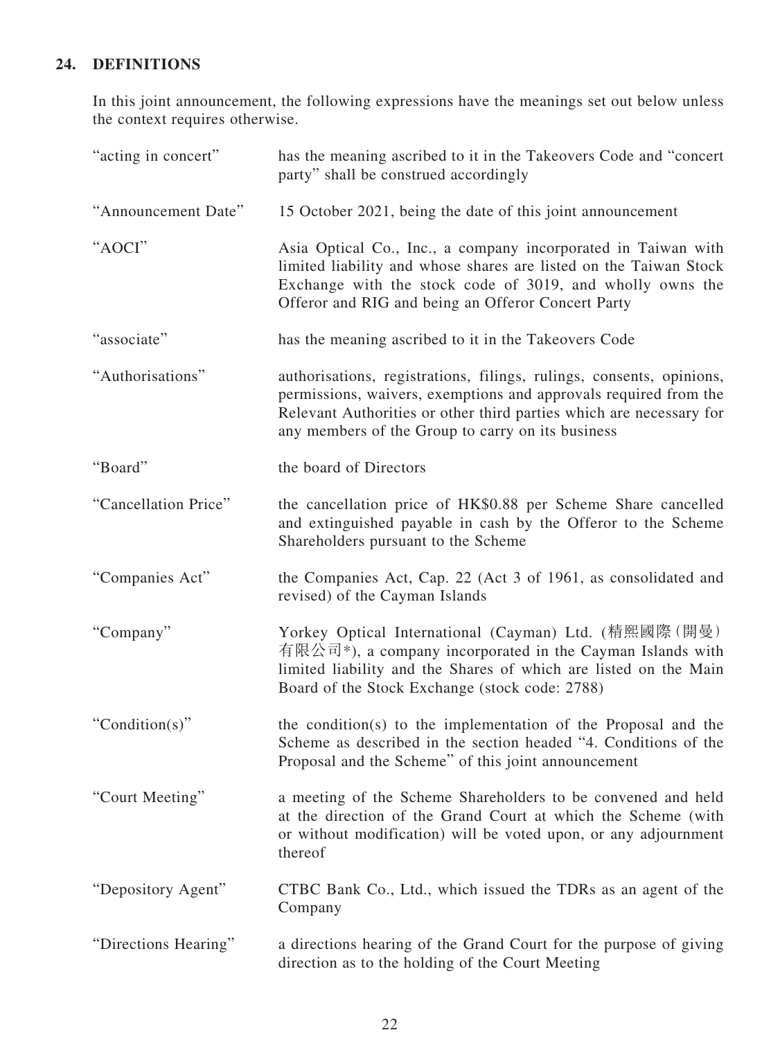## 24. DEFINITIONS

In this joint announcement, the following expressions have the meanings set out below unless the context requires otherwise.

| | |
|---|---|
| "acting in concert" | has the meaning ascribed to it in the Takeovers Code and "concert party" shall be construed accordingly |
| "Announcement Date" | 15 October 2021, being the date of this joint announcement |
| "AOCI" | Asia Optical Co., Inc., a company incorporated in Taiwan with limited liability and whose shares are listed on the Taiwan Stock Exchange with the stock code of 3019, and wholly owns the Offeror and RIG and being an Offeror Concert Party |
| "associate" | has the meaning ascribed to it in the Takeovers Code |
| "Authorisations" | authorisations, registrations, filings, rulings, consents, opinions, permissions, waivers, exemptions and approvals required from the Relevant Authorities or other third parties which are necessary for any members of the Group to carry on its business |
| "Board" | the board of Directors |
| "Cancellation Price" | the cancellation price of HK$0.88 per Scheme Share cancelled and extinguished payable in cash by the Offeror to the Scheme Shareholders pursuant to the Scheme |
| "Companies Act" | the Companies Act, Cap. 22 (Act 3 of 1961, as consolidated and revised) of the Cayman Islands |
| "Company" | Yorkey Optical International (Cayman) Ltd. (精熙國際（開曼）有限公司*), a company incorporated in the Cayman Islands with limited liability and the Shares of which are listed on the Main Board of the Stock Exchange (stock code: 2788) |
| "Condition(s)" | the condition(s) to the implementation of the Proposal and the Scheme as described in the section headed "4. Conditions of the Proposal and the Scheme" of this joint announcement |
| "Court Meeting" | a meeting of the Scheme Shareholders to be convened and held at the direction of the Grand Court at which the Scheme (with or without modification) will be voted upon, or any adjournment thereof |
| "Depository Agent" | CTBC Bank Co., Ltd., which issued the TDRs as an agent of the Company |
| "Directions Hearing" | a directions hearing of the Grand Court for the purpose of giving direction as to the holding of the Court Meeting |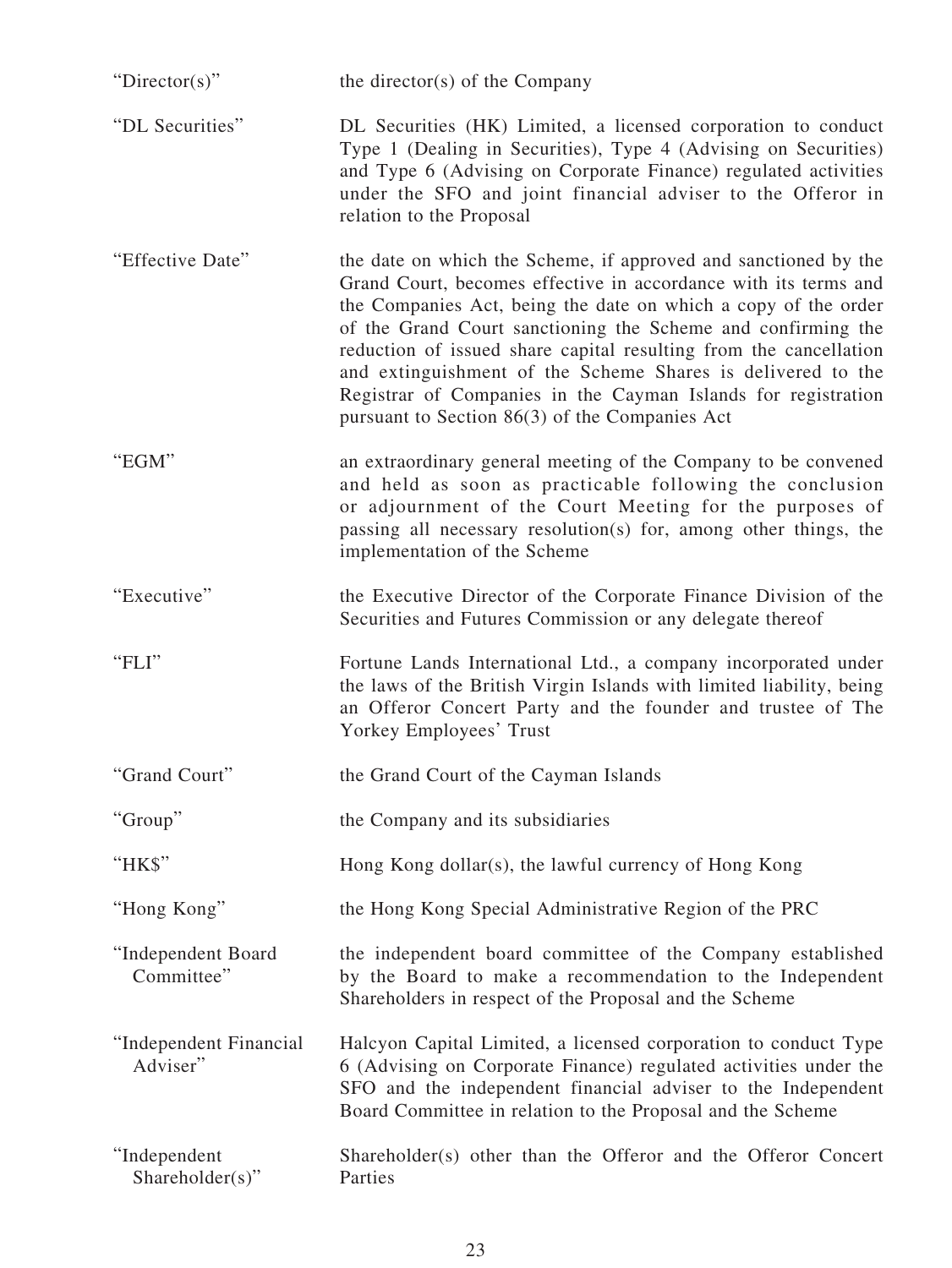| | |
|---|---|
| "Director(s)" | the director(s) of the Company |
| "DL Securities" | DL Securities (HK) Limited, a licensed corporation to conduct Type 1 (Dealing in Securities), Type 4 (Advising on Securities) and Type 6 (Advising on Corporate Finance) regulated activities under the SFO and joint financial adviser to the Offeror in relation to the Proposal |
| "Effective Date" | the date on which the Scheme, if approved and sanctioned by the Grand Court, becomes effective in accordance with its terms and the Companies Act, being the date on which a copy of the order of the Grand Court sanctioning the Scheme and confirming the reduction of issued share capital resulting from the cancellation and extinguishment of the Scheme Shares is delivered to the Registrar of Companies in the Cayman Islands for registration pursuant to Section 86(3) of the Companies Act |
| "EGM" | an extraordinary general meeting of the Company to be convened and held as soon as practicable following the conclusion or adjournment of the Court Meeting for the purposes of passing all necessary resolution(s) for, among other things, the implementation of the Scheme |
| "Executive" | the Executive Director of the Corporate Finance Division of the Securities and Futures Commission or any delegate thereof |
| "FLI" | Fortune Lands International Ltd., a company incorporated under the laws of the British Virgin Islands with limited liability, being an Offeror Concert Party and the founder and trustee of The Yorkey Employees' Trust |
| "Grand Court" | the Grand Court of the Cayman Islands |
| "Group" | the Company and its subsidiaries |
| "HK$" | Hong Kong dollar(s), the lawful currency of Hong Kong |
| "Hong Kong" | the Hong Kong Special Administrative Region of the PRC |
| "Independent Board Committee" | the independent board committee of the Company established by the Board to make a recommendation to the Independent Shareholders in respect of the Proposal and the Scheme |
| "Independent Financial Adviser" | Halcyon Capital Limited, a licensed corporation to conduct Type 6 (Advising on Corporate Finance) regulated activities under the SFO and the independent financial adviser to the Independent Board Committee in relation to the Proposal and the Scheme |
| "Independent Shareholder(s)" | Shareholder(s) other than the Offeror and the Offeror Concert Parties |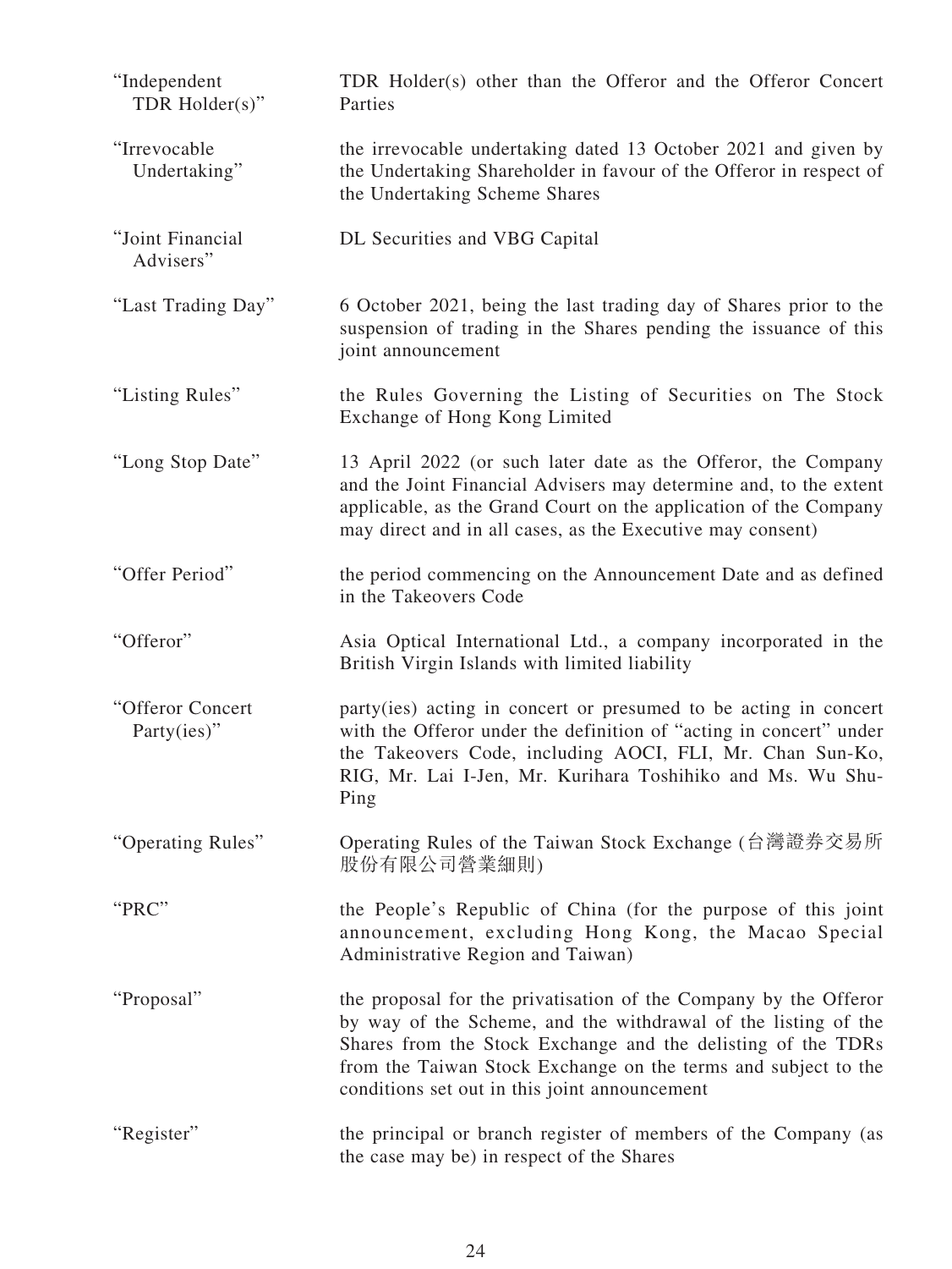| | |
|---|---|
| "Independent TDR Holder(s)" | TDR Holder(s) other than the Offeror and the Offeror Concert Parties |
| "Irrevocable Undertaking" | the irrevocable undertaking dated 13 October 2021 and given by the Undertaking Shareholder in favour of the Offeror in respect of the Undertaking Scheme Shares |
| "Joint Financial Advisers" | DL Securities and VBG Capital |
| "Last Trading Day" | 6 October 2021, being the last trading day of Shares prior to the suspension of trading in the Shares pending the issuance of this joint announcement |
| "Listing Rules" | the Rules Governing the Listing of Securities on The Stock Exchange of Hong Kong Limited |
| "Long Stop Date" | 13 April 2022 (or such later date as the Offeror, the Company and the Joint Financial Advisers may determine and, to the extent applicable, as the Grand Court on the application of the Company may direct and in all cases, as the Executive may consent) |
| "Offer Period" | the period commencing on the Announcement Date and as defined in the Takeovers Code |
| "Offeror" | Asia Optical International Ltd., a company incorporated in the British Virgin Islands with limited liability |
| "Offeror Concert Party(ies)" | party(ies) acting in concert or presumed to be acting in concert with the Offeror under the definition of "acting in concert" under the Takeovers Code, including AOCI, FLI, Mr. Chan Sun-Ko, RIG, Mr. Lai I-Jen, Mr. Kurihara Toshihiko and Ms. Wu Shu-Ping |
| "Operating Rules" | Operating Rules of the Taiwan Stock Exchange (台灣證券交易所股份有限公司營業細則) |
| "PRC" | the People's Republic of China (for the purpose of this joint announcement, excluding Hong Kong, the Macao Special Administrative Region and Taiwan) |
| "Proposal" | the proposal for the privatisation of the Company by the Offeror by way of the Scheme, and the withdrawal of the listing of the Shares from the Stock Exchange and the delisting of the TDRs from the Taiwan Stock Exchange on the terms and subject to the conditions set out in this joint announcement |
| "Register" | the principal or branch register of members of the Company (as the case may be) in respect of the Shares |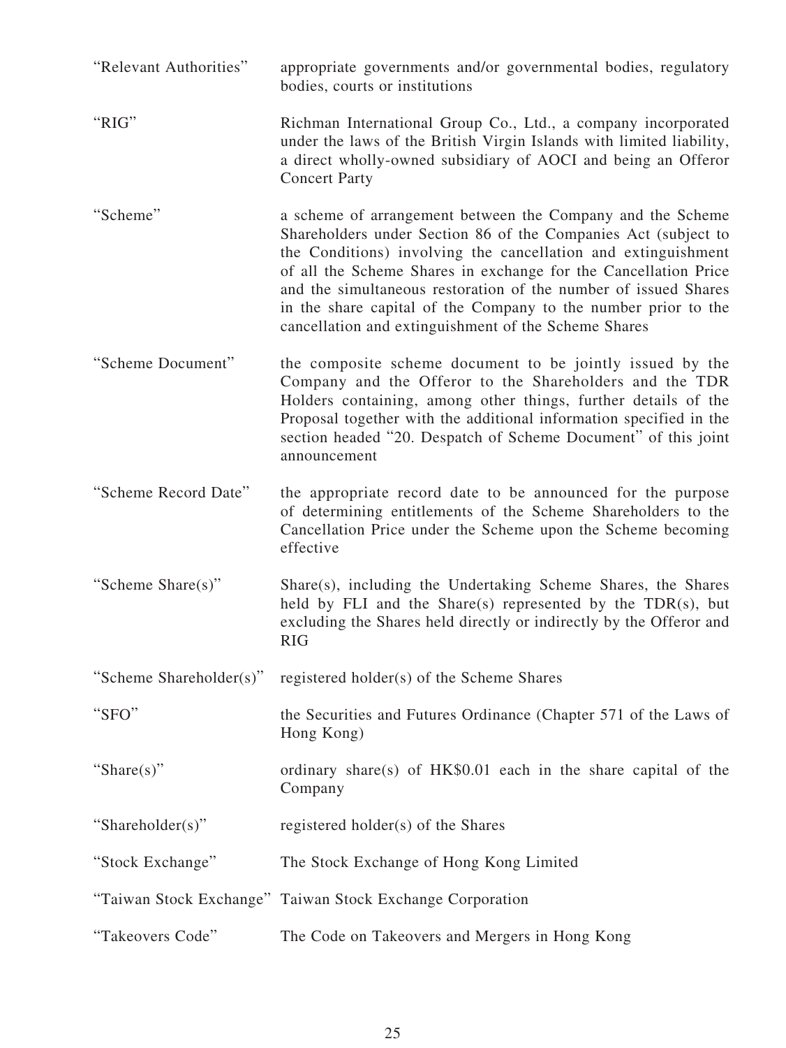| | |
|---|---|
| "Relevant Authorities" | appropriate governments and/or governmental bodies, regulatory bodies, courts or institutions |
| "RIG" | Richman International Group Co., Ltd., a company incorporated under the laws of the British Virgin Islands with limited liability, a direct wholly-owned subsidiary of AOCI and being an Offeror Concert Party |
| "Scheme" | a scheme of arrangement between the Company and the Scheme Shareholders under Section 86 of the Companies Act (subject to the Conditions) involving the cancellation and extinguishment of all the Scheme Shares in exchange for the Cancellation Price and the simultaneous restoration of the number of issued Shares in the share capital of the Company to the number prior to the cancellation and extinguishment of the Scheme Shares |
| "Scheme Document" | the composite scheme document to be jointly issued by the Company and the Offeror to the Shareholders and the TDR Holders containing, among other things, further details of the Proposal together with the additional information specified in the section headed "20. Despatch of Scheme Document" of this joint announcement |
| "Scheme Record Date" | the appropriate record date to be announced for the purpose of determining entitlements of the Scheme Shareholders to the Cancellation Price under the Scheme upon the Scheme becoming effective |
| "Scheme Share(s)" | Share(s), including the Undertaking Scheme Shares, the Shares held by FLI and the Share(s) represented by the TDR(s), but excluding the Shares held directly or indirectly by the Offeror and RIG |
| "Scheme Shareholder(s)" | registered holder(s) of the Scheme Shares |
| "SFO" | the Securities and Futures Ordinance (Chapter 571 of the Laws of Hong Kong) |
| "Share(s)" | ordinary share(s) of HK$0.01 each in the share capital of the Company |
| "Shareholder(s)" | registered holder(s) of the Shares |
| "Stock Exchange" | The Stock Exchange of Hong Kong Limited |
| "Taiwan Stock Exchange" | Taiwan Stock Exchange Corporation |
| "Takeovers Code" | The Code on Takeovers and Mergers in Hong Kong |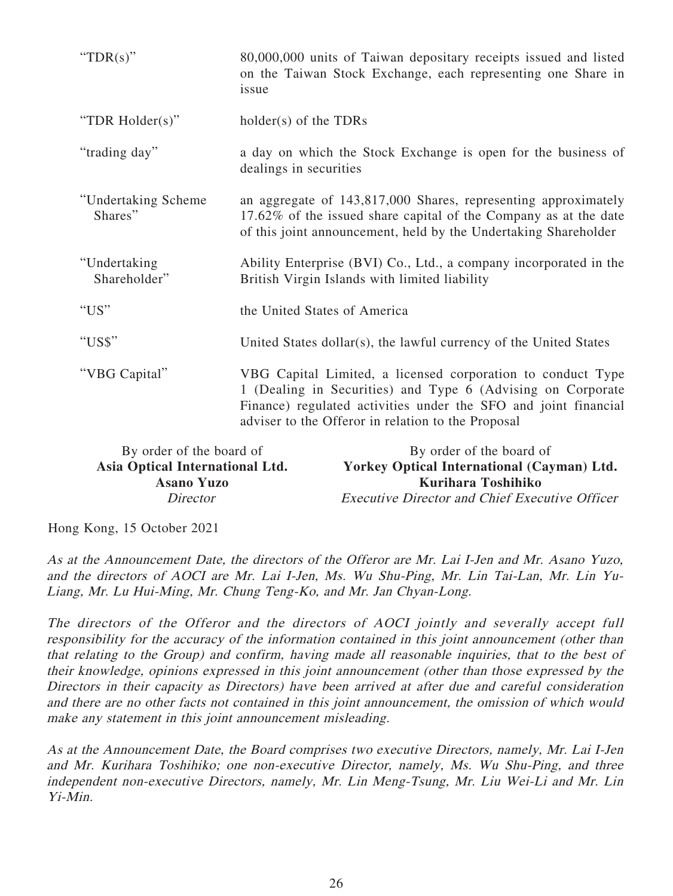| | |
|---|---|
| "TDR(s)" | 80,000,000 units of Taiwan depositary receipts issued and listed on the Taiwan Stock Exchange, each representing one Share in issue |
| "TDR Holder(s)" | holder(s) of the TDRs |
| "trading day" | a day on which the Stock Exchange is open for the business of dealings in securities |
| "Undertaking Scheme Shares" | an aggregate of 143,817,000 Shares, representing approximately 17.62% of the issued share capital of the Company as at the date of this joint announcement, held by the Undertaking Shareholder |
| "Undertaking Shareholder" | Ability Enterprise (BVI) Co., Ltd., a company incorporated in the British Virgin Islands with limited liability |
| "US" | the United States of America |
| "US$" | United States dollar(s), the lawful currency of the United States |
| "VBG Capital" | VBG Capital Limited, a licensed corporation to conduct Type 1 (Dealing in Securities) and Type 6 (Advising on Corporate Finance) regulated activities under the SFO and joint financial adviser to the Offeror in relation to the Proposal |

By order of the board of
**Asia Optical International Ltd.**
**Asano Yuzo**
*Director*

By order of the board of
**Yorkey Optical International (Cayman) Ltd.**
**Kurihara Toshihiko**
*Executive Director and Chief Executive Officer*

Hong Kong, 15 October 2021

*As at the Announcement Date, the directors of the Offeror are Mr. Lai I-Jen and Mr. Asano Yuzo, and the directors of AOCI are Mr. Lai I-Jen, Ms. Wu Shu-Ping, Mr. Lin Tai-Lan, Mr. Lin Yu-Liang, Mr. Lu Hui-Ming, Mr. Chung Teng-Ko, and Mr. Jan Chyan-Long.*

*The directors of the Offeror and the directors of AOCI jointly and severally accept full responsibility for the accuracy of the information contained in this joint announcement (other than that relating to the Group) and confirm, having made all reasonable inquiries, that to the best of their knowledge, opinions expressed in this joint announcement (other than those expressed by the Directors in their capacity as Directors) have been arrived at after due and careful consideration and there are no other facts not contained in this joint announcement, the omission of which would make any statement in this joint announcement misleading.*

*As at the Announcement Date, the Board comprises two executive Directors, namely, Mr. Lai I-Jen and Mr. Kurihara Toshihiko; one non-executive Director, namely, Ms. Wu Shu-Ping, and three independent non-executive Directors, namely, Mr. Lin Meng-Tsung, Mr. Liu Wei-Li and Mr. Lin Yi-Min.*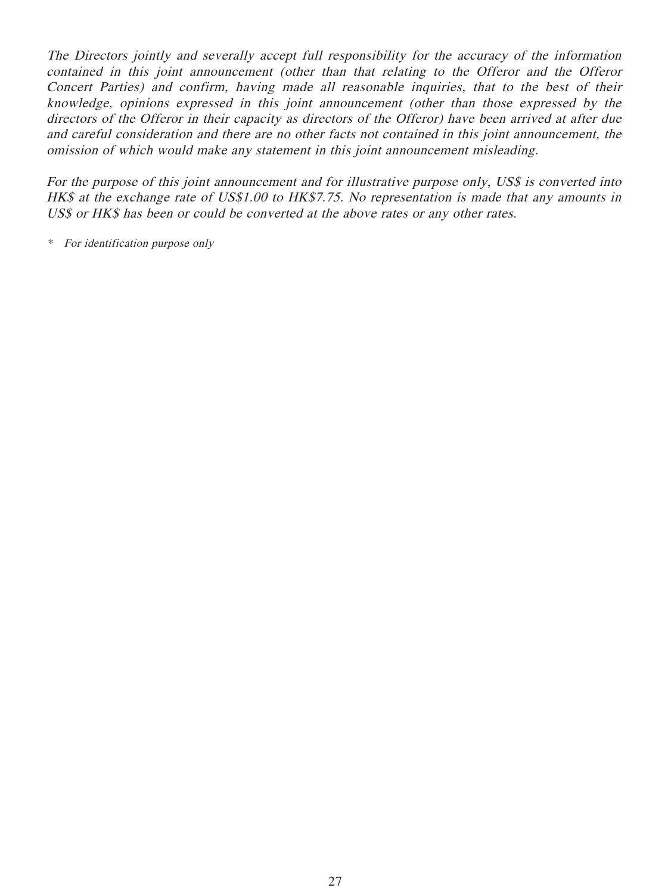*The Directors jointly and severally accept full responsibility for the accuracy of the information contained in this joint announcement (other than that relating to the Offeror and the Offeror Concert Parties) and confirm, having made all reasonable inquiries, that to the best of their knowledge, opinions expressed in this joint announcement (other than those expressed by the directors of the Offeror in their capacity as directors of the Offeror) have been arrived at after due and careful consideration and there are no other facts not contained in this joint announcement, the omission of which would make any statement in this joint announcement misleading.*

*For the purpose of this joint announcement and for illustrative purpose only, US$ is converted into HK$ at the exchange rate of US$1.00 to HK$7.75. No representation is made that any amounts in US$ or HK$ has been or could be converted at the above rates or any other rates.*

\* *For identification purpose only*